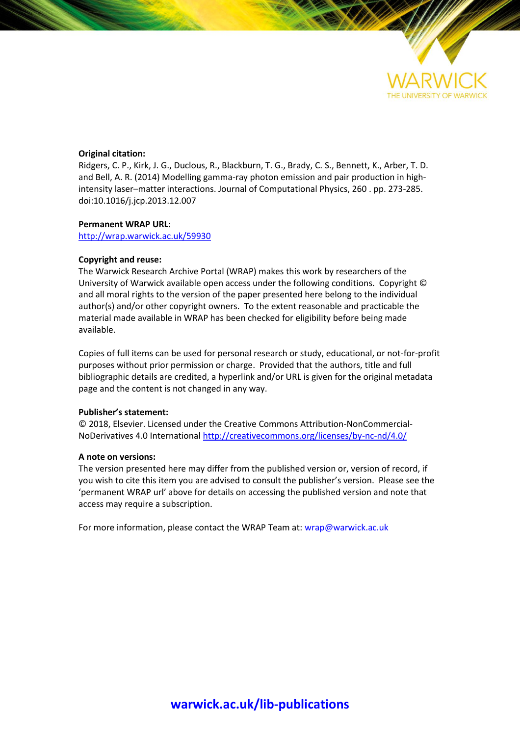**Original citation:**
Ridgers, C. P., Kirk, J. G., Duclous, R., Blackburn, T. G., Brady, C. S., Bennett, K., Arber, T. D. and Bell, A. R. (2014) Modelling gamma-ray photon emission and pair production in high-intensity laser–matter interactions. Journal of Computational Physics, 260 . pp. 273-285. doi:10.1016/j.jcp.2013.12.007

**Permanent WRAP URL:**
http://wrap.warwick.ac.uk/59930

**Copyright and reuse:**
The Warwick Research Archive Portal (WRAP) makes this work by researchers of the University of Warwick available open access under the following conditions. Copyright © and all moral rights to the version of the paper presented here belong to the individual author(s) and/or other copyright owners. To the extent reasonable and practicable the material made available in WRAP has been checked for eligibility before being made available.

Copies of full items can be used for personal research or study, educational, or not-for-profit purposes without prior permission or charge. Provided that the authors, title and full bibliographic details are credited, a hyperlink and/or URL is given for the original metadata page and the content is not changed in any way.

**Publisher's statement:**
© 2018, Elsevier. Licensed under the Creative Commons Attribution-NonCommercial-NoDerivatives 4.0 International http://creativecommons.org/licenses/by-nc-nd/4.0/

**A note on versions:**
The version presented here may differ from the published version or, version of record, if you wish to cite this item you are advised to consult the publisher's version. Please see the 'permanent WRAP url' above for details on accessing the published version and note that access may require a subscription.

For more information, please contact the WRAP Team at: wrap@warwick.ac.uk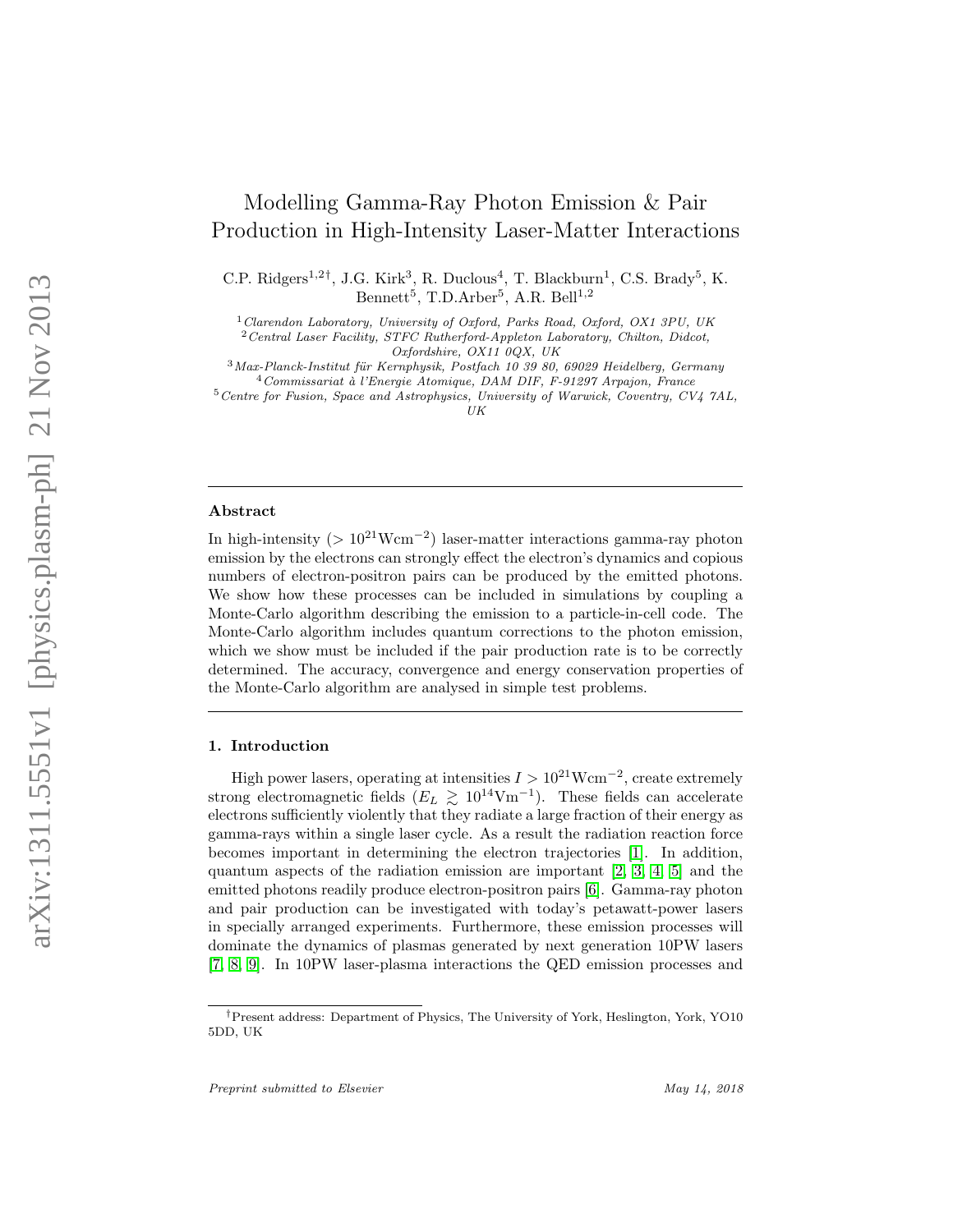# Modelling Gamma-Ray Photon Emission & Pair Production in High-Intensity Laser-Matter Interactions

C.P. Ridgers[1,2†], J.G. Kirk[3], R. Duclous[4], T. Blackburn[1], C.S. Brady[5], K. Bennett[5], T.D.Arber[5], A.R. Bell[1,2]

[1] *Clarendon Laboratory, University of Oxford, Parks Road, Oxford, OX1 3PU, UK*
[2] *Central Laser Facility, STFC Rutherford-Appleton Laboratory, Chilton, Didcot, Oxfordshire, OX11 0QX, UK*
[3] *Max-Planck-Institut für Kernphysik, Postfach 10 39 80, 69029 Heidelberg, Germany*
[4] *Commissariat à l'Energie Atomique, DAM DIF, F-91297 Arpajon, France*
[5] *Centre for Fusion, Space and Astrophysics, University of Warwick, Coventry, CV4 7AL, UK*

## Abstract

In high-intensity ($>10^{21}$Wcm$^{-2}$) laser-matter interactions gamma-ray photon emission by the electrons can strongly effect the electron's dynamics and copious numbers of electron-positron pairs can be produced by the emitted photons. We show how these processes can be included in simulations by coupling a Monte-Carlo algorithm describing the emission to a particle-in-cell code. The Monte-Carlo algorithm includes quantum corrections to the photon emission, which we show must be included if the pair production rate is to be correctly determined. The accuracy, convergence and energy conservation properties of the Monte-Carlo algorithm are analysed in simple test problems.

## 1. Introduction

High power lasers, operating at intensities $I > 10^{21}$Wcm$^{-2}$, create extremely strong electromagnetic fields ($E_L \gtrsim 10^{14}$Vm$^{-1}$). These fields can accelerate electrons sufficiently violently that they radiate a large fraction of their energy as gamma-rays within a single laser cycle. As a result the radiation reaction force becomes important in determining the electron trajectories [1]. In addition, quantum aspects of the radiation emission are important [2, 3, 4, 5] and the emitted photons readily produce electron-positron pairs [6]. Gamma-ray photon and pair production can be investigated with today's petawatt-power lasers in specially arranged experiments. Furthermore, these emission processes will dominate the dynamics of plasmas generated by next generation 10PW lasers [7, 8, 9]. In 10PW laser-plasma interactions the QED emission processes and

†Present address: Department of Physics, The University of York, Heslington, York, YO10 5DD, UK

*Preprint submitted to Elsevier* *May 14, 2018*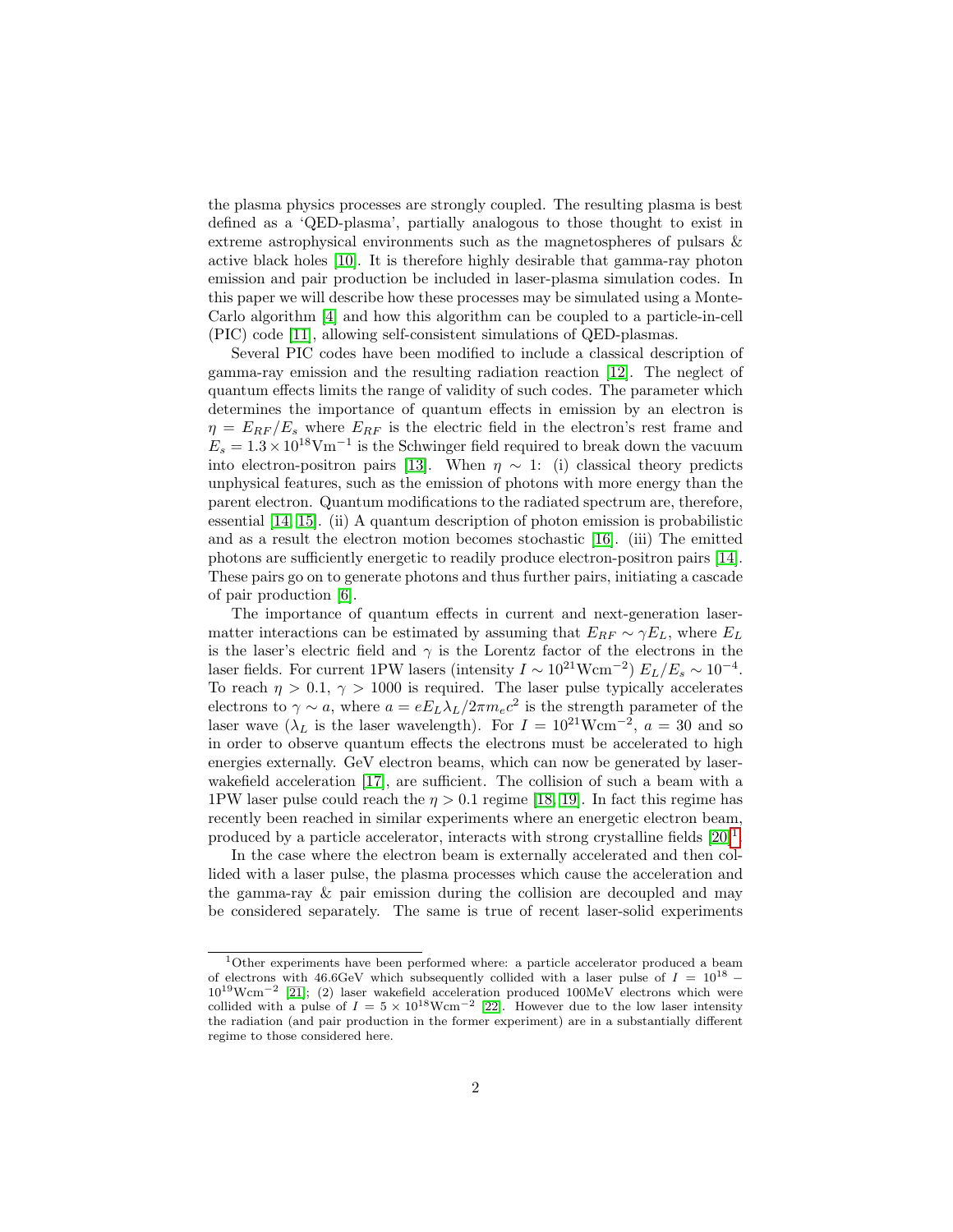the plasma physics processes are strongly coupled. The resulting plasma is best defined as a 'QED-plasma', partially analogous to those thought to exist in extreme astrophysical environments such as the magnetospheres of pulsars & active black holes [10]. It is therefore highly desirable that gamma-ray photon emission and pair production be included in laser-plasma simulation codes. In this paper we will describe how these processes may be simulated using a Monte-Carlo algorithm [4] and how this algorithm can be coupled to a particle-in-cell (PIC) code [11], allowing self-consistent simulations of QED-plasmas.

Several PIC codes have been modified to include a classical description of gamma-ray emission and the resulting radiation reaction [12]. The neglect of quantum effects limits the range of validity of such codes. The parameter which determines the importance of quantum effects in emission by an electron is $\eta = E_{RF}/E_s$ where $E_{RF}$ is the electric field in the electron's rest frame and $E_s = 1.3 \times 10^{18}\text{Vm}^{-1}$ is the Schwinger field required to break down the vacuum into electron-positron pairs [13]. When $\eta \sim 1$: (i) classical theory predicts unphysical features, such as the emission of photons with more energy than the parent electron. Quantum modifications to the radiated spectrum are, therefore, essential [14, 15]. (ii) A quantum description of photon emission is probabilistic and as a result the electron motion becomes stochastic [16]. (iii) The emitted photons are sufficiently energetic to readily produce electron-positron pairs [14]. These pairs go on to generate photons and thus further pairs, initiating a cascade of pair production [6].

The importance of quantum effects in current and next-generation laser-matter interactions can be estimated by assuming that $E_{RF} \sim \gamma E_L$, where $E_L$ is the laser's electric field and $\gamma$ is the Lorentz factor of the electrons in the laser fields. For current 1PW lasers (intensity $I \sim 10^{21}\text{Wcm}^{-2}$) $E_L/E_s \sim 10^{-4}$. To reach $\eta > 0.1$, $\gamma > 1000$ is required. The laser pulse typically accelerates electrons to $\gamma \sim a$, where $a = eE_L\lambda_L/2\pi m_e c^2$ is the strength parameter of the laser wave ($\lambda_L$ is the laser wavelength). For $I = 10^{21}\text{Wcm}^{-2}$, $a = 30$ and so in order to observe quantum effects the electrons must be accelerated to high energies externally. GeV electron beams, which can now be generated by laser-wakefield acceleration [17], are sufficient. The collision of such a beam with a 1PW laser pulse could reach the $\eta > 0.1$ regime [18, 19]. In fact this regime has recently been reached in similar experiments where an energetic electron beam, produced by a particle accelerator, interacts with strong crystalline fields [20][1].

In the case where the electron beam is externally accelerated and then collided with a laser pulse, the plasma processes which cause the acceleration and the gamma-ray & pair emission during the collision are decoupled and may be considered separately. The same is true of recent laser-solid experiments

[1] Other experiments have been performed where: a particle accelerator produced a beam of electrons with 46.6GeV which subsequently collided with a laser pulse of $I = 10^{18} - 10^{19}\text{Wcm}^{-2}$ [21]; (2) laser wakefield acceleration produced 100MeV electrons which were collided with a pulse of $I = 5 \times 10^{18}\text{Wcm}^{-2}$ [22]. However due to the low laser intensity the radiation (and pair production in the former experiment) are in a substantially different regime to those considered here.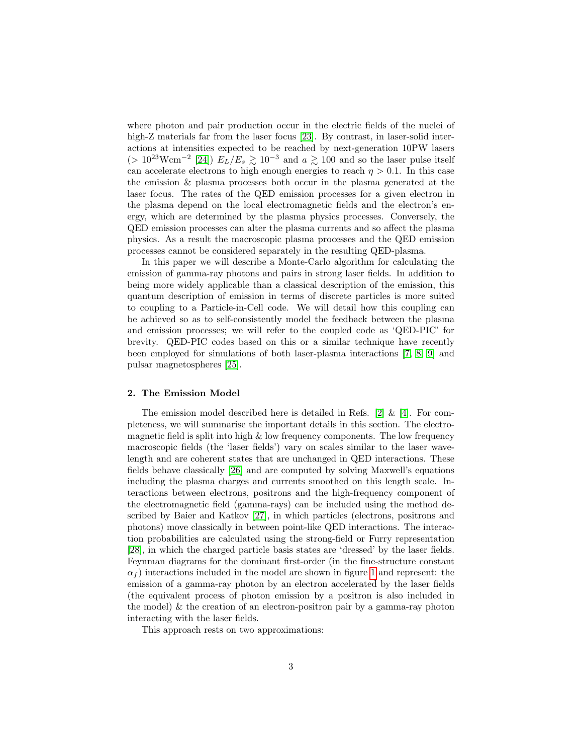where photon and pair production occur in the electric fields of the nuclei of high-Z materials far from the laser focus [23]. By contrast, in laser-solid interactions at intensities expected to be reached by next-generation 10PW lasers ($> 10^{23}\mathrm{Wcm}^{-2}$ [24]) $E_L/E_s \gtrsim 10^{-3}$ and $a \gtrsim 100$ and so the laser pulse itself can accelerate electrons to high enough energies to reach $\eta > 0.1$. In this case the emission & plasma processes both occur in the plasma generated at the laser focus. The rates of the QED emission processes for a given electron in the plasma depend on the local electromagnetic fields and the electron's energy, which are determined by the plasma physics processes. Conversely, the QED emission processes can alter the plasma currents and so affect the plasma physics. As a result the macroscopic plasma processes and the QED emission processes cannot be considered separately in the resulting QED-plasma.

In this paper we will describe a Monte-Carlo algorithm for calculating the emission of gamma-ray photons and pairs in strong laser fields. In addition to being more widely applicable than a classical description of the emission, this quantum description of emission in terms of discrete particles is more suited to coupling to a Particle-in-Cell code. We will detail how this coupling can be achieved so as to self-consistently model the feedback between the plasma and emission processes; we will refer to the coupled code as 'QED-PIC' for brevity. QED-PIC codes based on this or a similar technique have recently been employed for simulations of both laser-plasma interactions [7, 8, 9] and pulsar magnetospheres [25].

## 2. The Emission Model

The emission model described here is detailed in Refs. [2] & [4]. For completeness, we will summarise the important details in this section. The electromagnetic field is split into high & low frequency components. The low frequency macroscopic fields (the 'laser fields') vary on scales similar to the laser wavelength and are coherent states that are unchanged in QED interactions. These fields behave classically [26] and are computed by solving Maxwell's equations including the plasma charges and currents smoothed on this length scale. Interactions between electrons, positrons and the high-frequency component of the electromagnetic field (gamma-rays) can be included using the method described by Baier and Katkov [27], in which particles (electrons, positrons and photons) move classically in between point-like QED interactions. The interaction probabilities are calculated using the strong-field or Furry representation [28], in which the charged particle basis states are 'dressed' by the laser fields. Feynman diagrams for the dominant first-order (in the fine-structure constant $\alpha_f$) interactions included in the model are shown in figure 1 and represent: the emission of a gamma-ray photon by an electron accelerated by the laser fields (the equivalent process of photon emission by a positron is also included in the model) & the creation of an electron-positron pair by a gamma-ray photon interacting with the laser fields.

This approach rests on two approximations: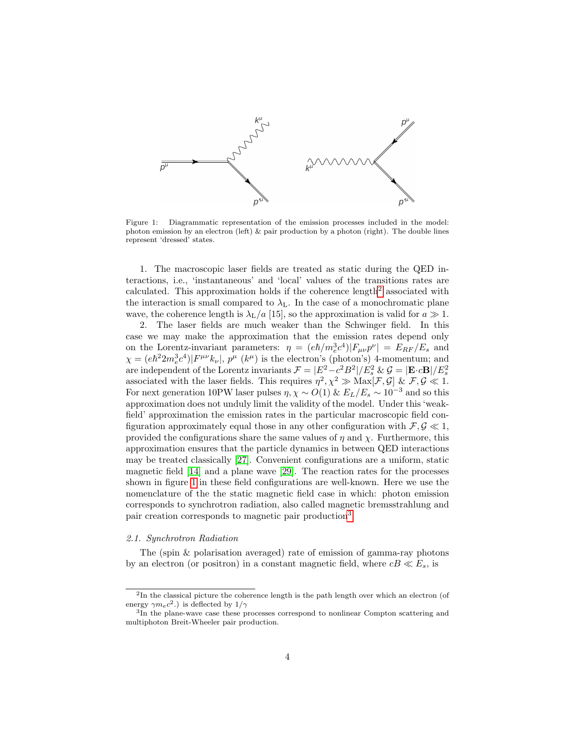Figure 1: Diagrammatic representation of the emission processes included in the model: photon emission by an electron (left) & pair production by a photon (right). The double lines represent 'dressed' states.

1. The macroscopic laser fields are treated as static during the QED interactions, i.e., 'instantaneous' and 'local' values of the transitions rates are calculated. This approximation holds if the coherence length[2] associated with the interaction is small compared to $\lambda_L$. In the case of a monochromatic plane wave, the coherence length is $\lambda_L/a$ [15], so the approximation is valid for $a \gg 1$.

2. The laser fields are much weaker than the Schwinger field. In this case we may make the approximation that the emission rates depend only on the Lorentz-invariant parameters: $\eta = (e\hbar/m_e^3c^4)|F_{\mu\nu}p^\nu| = E_{RF}/E_s$ and $\chi = (e\hbar^2 2m_e^3c^4)|F^{\mu\nu}k_\nu|$, $p^\mu$ ($k^\mu$) is the electron's (photon's) 4-momentum; and are independent of the Lorentz invariants $\mathcal{F} = |E^2 - c^2B^2|/E_s^2$ & $\mathcal{G} = |\mathbf{E}\cdot c\mathbf{B}|/E_s^2$ associated with the laser fields. This requires $\eta^2, \chi^2 \gg \mathrm{Max}[\mathcal{F}, \mathcal{G}]$ & $\mathcal{F}, \mathcal{G} \ll 1$. For next generation 10PW laser pulses $\eta, \chi \sim O(1)$ & $E_L/E_s \sim 10^{-3}$ and so this approximation does not unduly limit the validity of the model. Under this 'weak-field' approximation the emission rates in the particular macroscopic field configuration approximately equal those in any other configuration with $\mathcal{F}, \mathcal{G} \ll 1$, provided the configurations share the same values of $\eta$ and $\chi$. Furthermore, this approximation ensures that the particle dynamics in between QED interactions may be treated classically [27]. Convenient configurations are a uniform, static magnetic field [14] and a plane wave [29]. The reaction rates for the processes shown in figure 1 in these field configurations are well-known. Here we use the nomenclature of the the static magnetic field case in which: photon emission corresponds to synchrotron radiation, also called magnetic bremsstrahlung and pair creation corresponds to magnetic pair production[3].

### 2.1. Synchrotron Radiation

The (spin & polarisation averaged) rate of emission of gamma-ray photons by an electron (or positron) in a constant magnetic field, where $cB \ll E_s$, is

[2] In the classical picture the coherence length is the path length over which an electron (of energy $\gamma m_e c^2$.) is deflected by $1/\gamma$

[3] In the plane-wave case these processes correspond to nonlinear Compton scattering and multiphoton Breit-Wheeler pair production.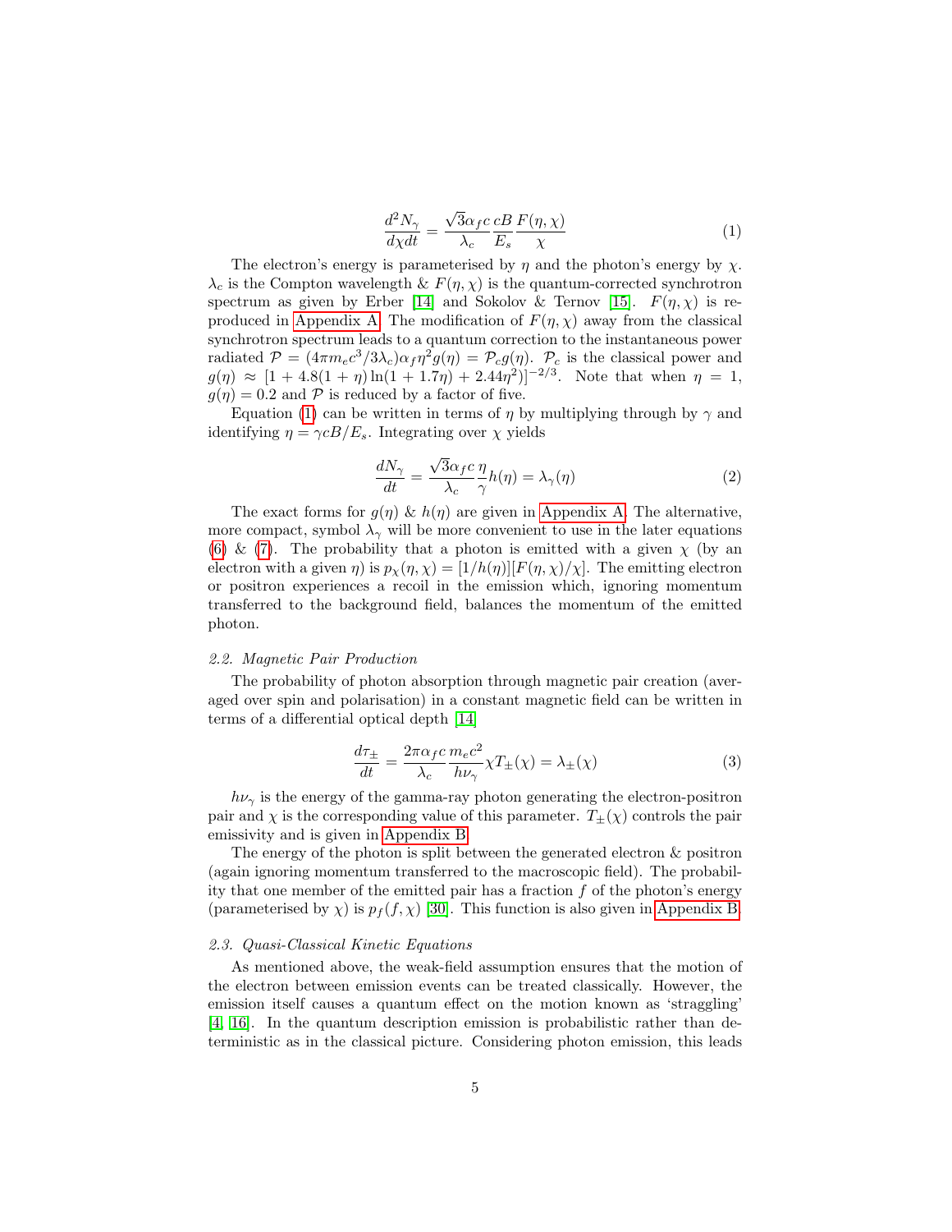$$\frac{d^2N_\gamma}{d\chi dt} = \frac{\sqrt{3}\alpha_f c}{\lambda_c}\frac{cB}{E_s}\frac{F(\eta,\chi)}{\chi} \tag{1}$$

The electron's energy is parameterised by $\eta$ and the photon's energy by $\chi$. $\lambda_c$ is the Compton wavelength & $F(\eta,\chi)$ is the quantum-corrected synchrotron spectrum as given by Erber [14] and Sokolov & Ternov [15]. $F(\eta,\chi)$ is reproduced in Appendix A. The modification of $F(\eta,\chi)$ away from the classical synchrotron spectrum leads to a quantum correction to the instantaneous power radiated $\mathcal{P} = (4\pi m_e c^3/3\lambda_c)\alpha_f \eta^2 g(\eta) = \mathcal{P}_c g(\eta)$. $\mathcal{P}_c$ is the classical power and $g(\eta) \approx [1 + 4.8(1+\eta)\ln(1+1.7\eta) + 2.44\eta^2)]^{-2/3}$. Note that when $\eta = 1$, $g(\eta) = 0.2$ and $\mathcal{P}$ is reduced by a factor of five.

Equation (1) can be written in terms of $\eta$ by multiplying through by $\gamma$ and identifying $\eta = \gamma cB/E_s$. Integrating over $\chi$ yields

$$\frac{dN_\gamma}{dt} = \frac{\sqrt{3}\alpha_f c}{\lambda_c}\frac{\eta}{\gamma}h(\eta) = \lambda_\gamma(\eta) \tag{2}$$

The exact forms for $g(\eta)$ & $h(\eta)$ are given in Appendix A. The alternative, more compact, symbol $\lambda_\gamma$ will be more convenient to use in the later equations (6) & (7). The probability that a photon is emitted with a given $\chi$ (by an electron with a given $\eta$) is $p_\chi(\eta,\chi) = [1/h(\eta)][F(\eta,\chi)/\chi]$. The emitting electron or positron experiences a recoil in the emission which, ignoring momentum transferred to the background field, balances the momentum of the emitted photon.

### 2.2. Magnetic Pair Production

The probability of photon absorption through magnetic pair creation (averaged over spin and polarisation) in a constant magnetic field can be written in terms of a differential optical depth [14]

$$\frac{d\tau_\pm}{dt} = \frac{2\pi\alpha_f c}{\lambda_c}\frac{m_e c^2}{h\nu_\gamma}\chi T_\pm(\chi) = \lambda_\pm(\chi) \tag{3}$$

$h\nu_\gamma$ is the energy of the gamma-ray photon generating the electron-positron pair and $\chi$ is the corresponding value of this parameter. $T_\pm(\chi)$ controls the pair emissivity and is given in Appendix B.

The energy of the photon is split between the generated electron & positron (again ignoring momentum transferred to the macroscopic field). The probability that one member of the emitted pair has a fraction $f$ of the photon's energy (parameterised by $\chi$) is $p_f(f,\chi)$ [30]. This function is also given in Appendix B.

### 2.3. Quasi-Classical Kinetic Equations

As mentioned above, the weak-field assumption ensures that the motion of the electron between emission events can be treated classically. However, the emission itself causes a quantum effect on the motion known as 'straggling' [4, 16]. In the quantum description emission is probabilistic rather than deterministic as in the classical picture. Considering photon emission, this leads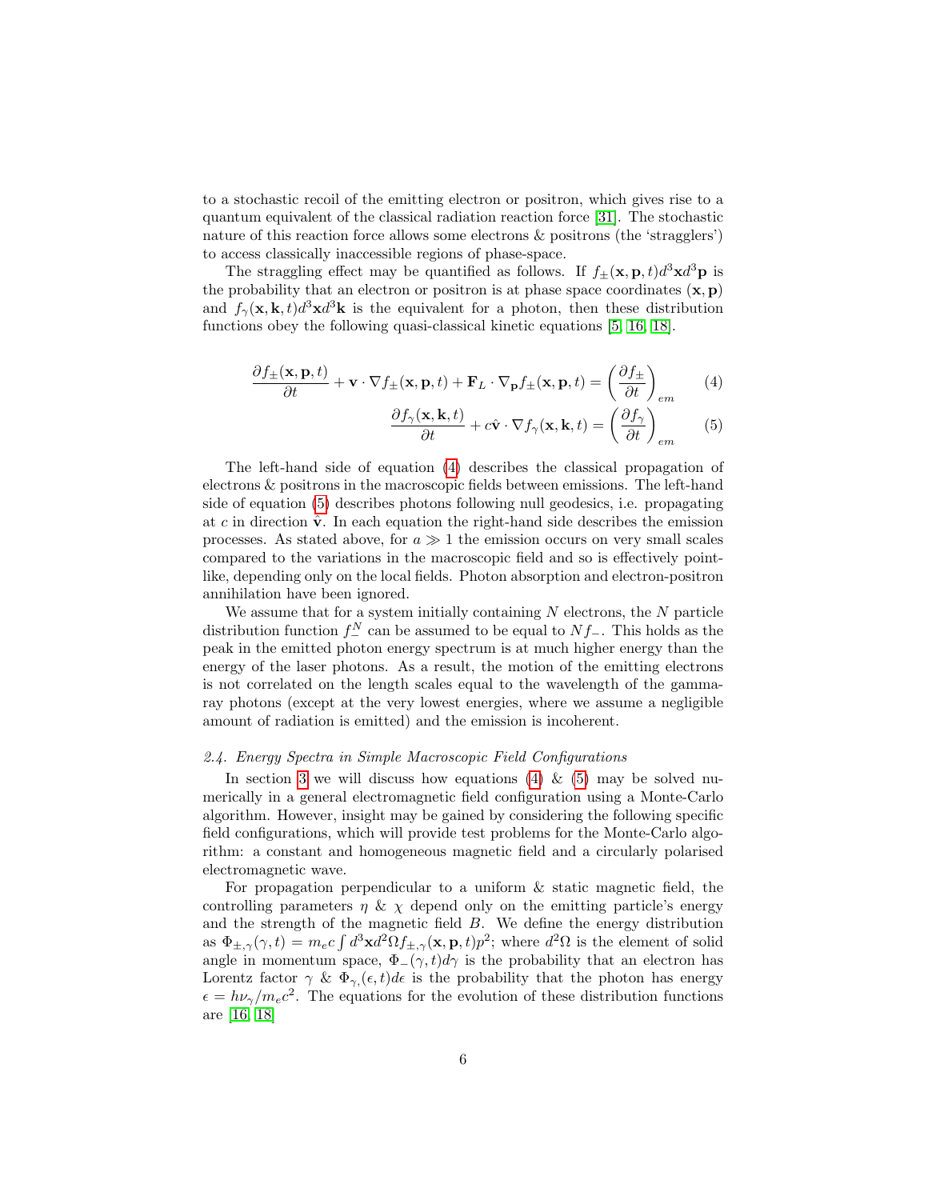to a stochastic recoil of the emitting electron or positron, which gives rise to a quantum equivalent of the classical radiation reaction force [31]. The stochastic nature of this reaction force allows some electrons & positrons (the 'stragglers') to access classically inaccessible regions of phase-space.

The straggling effect may be quantified as follows. If $f_{\pm}(\mathbf{x}, \mathbf{p}, t)d^3\mathbf{x}d^3\mathbf{p}$ is the probability that an electron or positron is at phase space coordinates $(\mathbf{x}, \mathbf{p})$ and $f_{\gamma}(\mathbf{x}, \mathbf{k}, t)d^3\mathbf{x}d^3\mathbf{k}$ is the equivalent for a photon, then these distribution functions obey the following quasi-classical kinetic equations [5, 16, 18].

$$\frac{\partial f_{\pm}(\mathbf{x}, \mathbf{p}, t)}{\partial t} + \mathbf{v} \cdot \nabla f_{\pm}(\mathbf{x}, \mathbf{p}, t) + \mathbf{F}_L \cdot \nabla_{\mathbf{p}} f_{\pm}(\mathbf{x}, \mathbf{p}, t) = \left(\frac{\partial f_{\pm}}{\partial t}\right)_{em} \tag{4}$$

$$\frac{\partial f_{\gamma}(\mathbf{x}, \mathbf{k}, t)}{\partial t} + c\hat{\mathbf{v}} \cdot \nabla f_{\gamma}(\mathbf{x}, \mathbf{k}, t) = \left(\frac{\partial f_{\gamma}}{\partial t}\right)_{em} \tag{5}$$

The left-hand side of equation (4) describes the classical propagation of electrons & positrons in the macroscopic fields between emissions. The left-hand side of equation (5) describes photons following null geodesics, i.e. propagating at $c$ in direction $\hat{\mathbf{v}}$. In each equation the right-hand side describes the emission processes. As stated above, for $a \gg 1$ the emission occurs on very small scales compared to the variations in the macroscopic field and so is effectively point-like, depending only on the local fields. Photon absorption and electron-positron annihilation have been ignored.

We assume that for a system initially containing $N$ electrons, the $N$ particle distribution function $f_{-}^{N}$ can be assumed to be equal to $Nf_{-}$. This holds as the peak in the emitted photon energy spectrum is at much higher energy than the energy of the laser photons. As a result, the motion of the emitting electrons is not correlated on the length scales equal to the wavelength of the gamma-ray photons (except at the very lowest energies, where we assume a negligible amount of radiation is emitted) and the emission is incoherent.

### *2.4. Energy Spectra in Simple Macroscopic Field Configurations*

In section 3 we will discuss how equations (4) & (5) may be solved numerically in a general electromagnetic field configuration using a Monte-Carlo algorithm. However, insight may be gained by considering the following specific field configurations, which will provide test problems for the Monte-Carlo algorithm: a constant and homogeneous magnetic field and a circularly polarised electromagnetic wave.

For propagation perpendicular to a uniform & static magnetic field, the controlling parameters $\eta$ & $\chi$ depend only on the emitting particle's energy and the strength of the magnetic field $B$. We define the energy distribution as $\Phi_{\pm,\gamma}(\gamma, t) = m_e c \int d^3\mathbf{x} d^2\Omega f_{\pm,\gamma}(\mathbf{x}, \mathbf{p}, t)p^2$; where $d^2\Omega$ is the element of solid angle in momentum space, $\Phi_{-}(\gamma, t)d\gamma$ is the probability that an electron has Lorentz factor $\gamma$ & $\Phi_{\gamma,}(\epsilon, t)d\epsilon$ is the probability that the photon has energy $\epsilon = h\nu_{\gamma}/m_e c^2$. The equations for the evolution of these distribution functions are [16, 18]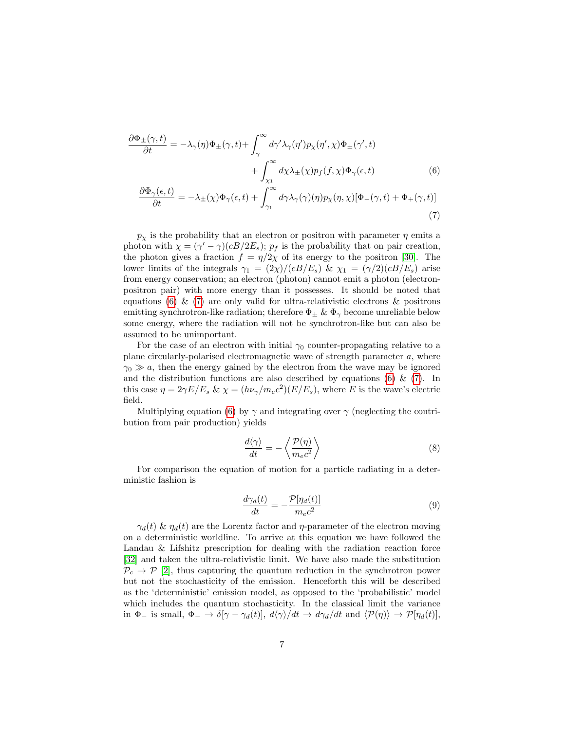$$
\begin{aligned}
\frac{\partial \Phi_{\pm}(\gamma,t)}{\partial t} = -\lambda_\gamma(\eta)\Phi_{\pm}(\gamma,t) + &\int_\gamma^\infty d\gamma' \lambda_\gamma(\eta') p_\chi(\eta',\chi)\Phi_{\pm}(\gamma',t) \\
&+ \int_{\chi_1}^\infty d\chi \lambda_{\pm}(\chi) p_f(f,\chi)\Phi_\gamma(\epsilon,t)
\end{aligned} \tag{6}
$$

$$
\frac{\partial \Phi_\gamma(\epsilon,t)}{\partial t} = -\lambda_{\pm}(\chi)\Phi_\gamma(\epsilon,t) + \int_{\gamma_1}^\infty d\gamma \lambda_\gamma(\gamma)(\eta) p_\chi(\eta,\chi)[\Phi_-(\gamma,t)+\Phi_+(\gamma,t)] \tag{7}
$$

$p_\chi$ is the probability that an electron or positron with parameter $\eta$ emits a photon with $\chi = (\gamma' - \gamma)(cB/2E_s)$; $p_f$ is the probability that on pair creation, the photon gives a fraction $f = \eta/2\chi$ of its energy to the positron [30]. The lower limits of the integrals $\gamma_1 = (2\chi)/(cB/E_s)$ & $\chi_1 = (\gamma/2)(cB/E_s)$ arise from energy conservation; an electron (photon) cannot emit a photon (electron-positron pair) with more energy than it possesses. It should be noted that equations (6) & (7) are only valid for ultra-relativistic electrons & positrons emitting synchrotron-like radiation; therefore $\Phi_\pm$ & $\Phi_\gamma$ become unreliable below some energy, where the radiation will not be synchrotron-like but can also be assumed to be unimportant.

For the case of an electron with initial $\gamma_0$ counter-propagating relative to a plane circularly-polarised electromagnetic wave of strength parameter $a$, where $\gamma_0 \gg a$, then the energy gained by the electron from the wave may be ignored and the distribution functions are also described by equations (6) & (7). In this case $\eta = 2\gamma E/E_s$ & $\chi = (h\nu_\gamma/m_ec^2)(E/E_s)$, where $E$ is the wave's electric field.

Multiplying equation (6) by $\gamma$ and integrating over $\gamma$ (neglecting the contribution from pair production) yields

$$
\frac{d\langle\gamma\rangle}{dt} = -\left\langle \frac{\mathcal{P}(\eta)}{m_ec^2} \right\rangle \tag{8}
$$

For comparison the equation of motion for a particle radiating in a deterministic fashion is

$$
\frac{d\gamma_d(t)}{dt} = -\frac{\mathcal{P}[\eta_d(t)]}{m_ec^2} \tag{9}
$$

$\gamma_d(t)$ & $\eta_d(t)$ are the Lorentz factor and $\eta$-parameter of the electron moving on a deterministic worldline. To arrive at this equation we have followed the Landau & Lifshitz prescription for dealing with the radiation reaction force [32] and taken the ultra-relativistic limit. We have also made the substitution $\mathcal{P}_c \to \mathcal{P}$ [2], thus capturing the quantum reduction in the synchrotron power but not the stochasticity of the emission. Henceforth this will be described as the 'deterministic' emission model, as opposed to the 'probabilistic' model which includes the quantum stochasticity. In the classical limit the variance in $\Phi_-$ is small, $\Phi_- \to \delta[\gamma - \gamma_d(t)]$, $d\langle\gamma\rangle/dt \to d\gamma_d/dt$ and $\langle\mathcal{P}(\eta)\rangle \to \mathcal{P}[\eta_d(t)]$,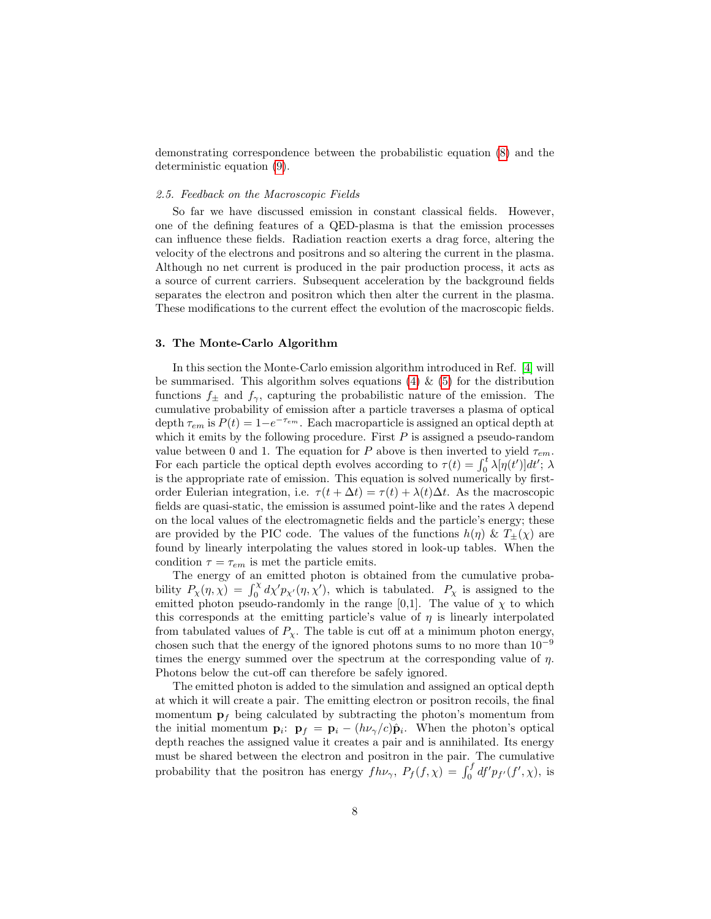demonstrating correspondence between the probabilistic equation (8) and the deterministic equation (9).

*2.5. Feedback on the Macroscopic Fields*

So far we have discussed emission in constant classical fields. However, one of the defining features of a QED-plasma is that the emission processes can influence these fields. Radiation reaction exerts a drag force, altering the velocity of the electrons and positrons and so altering the current in the plasma. Although no net current is produced in the pair production process, it acts as a source of current carriers. Subsequent acceleration by the background fields separates the electron and positron which then alter the current in the plasma. These modifications to the current effect the evolution of the macroscopic fields.

## 3. The Monte-Carlo Algorithm

In this section the Monte-Carlo emission algorithm introduced in Ref. [4] will be summarised. This algorithm solves equations (4) & (5) for the distribution functions $f_\pm$ and $f_\gamma$, capturing the probabilistic nature of the emission. The cumulative probability of emission after a particle traverses a plasma of optical depth $\tau_{em}$ is $P(t) = 1 - e^{-\tau_{em}}$. Each macroparticle is assigned an optical depth at which it emits by the following procedure. First $P$ is assigned a pseudo-random value between 0 and 1. The equation for $P$ above is then inverted to yield $\tau_{em}$. For each particle the optical depth evolves according to $\tau(t) = \int_0^t \lambda[\eta(t')]dt'$; $\lambda$ is the appropriate rate of emission. This equation is solved numerically by first-order Eulerian integration, i.e. $\tau(t + \Delta t) = \tau(t) + \lambda(t)\Delta t$. As the macroscopic fields are quasi-static, the emission is assumed point-like and the rates $\lambda$ depend on the local values of the electromagnetic fields and the particle's energy; these are provided by the PIC code. The values of the functions $h(\eta)$ & $T_\pm(\chi)$ are found by linearly interpolating the values stored in look-up tables. When the condition $\tau = \tau_{em}$ is met the particle emits.

The energy of an emitted photon is obtained from the cumulative probability $P_\chi(\eta, \chi) = \int_0^\chi d\chi' p_{\chi'}(\eta, \chi')$, which is tabulated. $P_\chi$ is assigned to the emitted photon pseudo-randomly in the range [0,1]. The value of $\chi$ to which this corresponds at the emitting particle's value of $\eta$ is linearly interpolated from tabulated values of $P_\chi$. The table is cut off at a minimum photon energy, chosen such that the energy of the ignored photons sums to no more than $10^{-9}$ times the energy summed over the spectrum at the corresponding value of $\eta$. Photons below the cut-off can therefore be safely ignored.

The emitted photon is added to the simulation and assigned an optical depth at which it will create a pair. The emitting electron or positron recoils, the final momentum $\mathbf{p}_f$ being calculated by subtracting the photon's momentum from the initial momentum $\mathbf{p}_i$: $\mathbf{p}_f = \mathbf{p}_i - (h\nu_\gamma/c)\hat{\mathbf{p}}_i$. When the photon's optical depth reaches the assigned value it creates a pair and is annihilated. Its energy must be shared between the electron and positron in the pair. The cumulative probability that the positron has energy $fh\nu_\gamma$, $P_f(f, \chi) = \int_0^f df' p_{f'}(f', \chi)$, is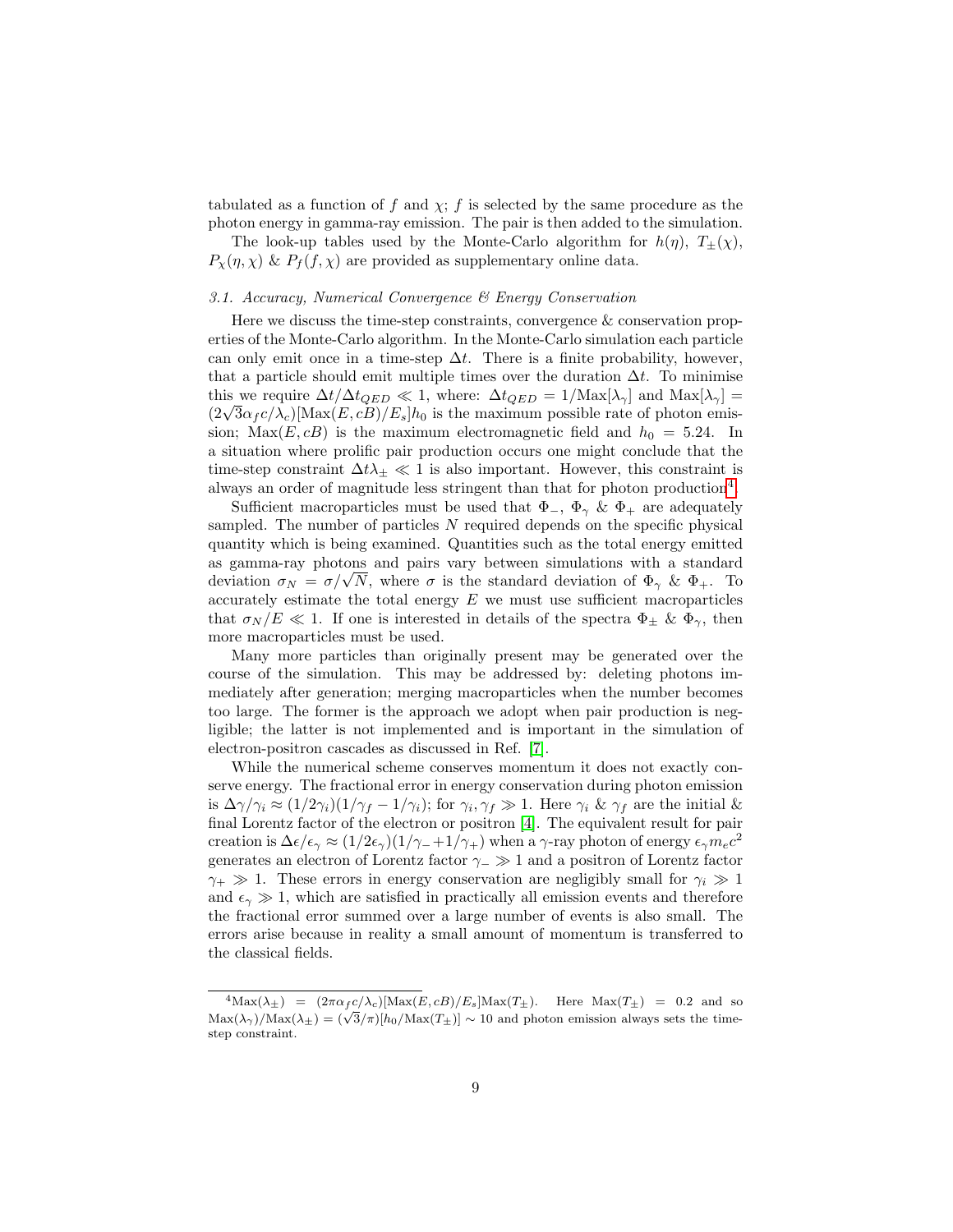tabulated as a function of $f$ and $\chi$; $f$ is selected by the same procedure as the photon energy in gamma-ray emission. The pair is then added to the simulation.

The look-up tables used by the Monte-Carlo algorithm for $h(\eta)$, $T_\pm(\chi)$, $P_\chi(\eta, \chi)$ & $P_f(f, \chi)$ are provided as supplementary online data.

### *3.1. Accuracy, Numerical Convergence & Energy Conservation*

Here we discuss the time-step constraints, convergence & conservation properties of the Monte-Carlo algorithm. In the Monte-Carlo simulation each particle can only emit once in a time-step $\Delta t$. There is a finite probability, however, that a particle should emit multiple times over the duration $\Delta t$. To minimise this we require $\Delta t / \Delta t_{QED} \ll 1$, where: $\Delta t_{QED} = 1/\text{Max}[\lambda_\gamma]$ and $\text{Max}[\lambda_\gamma] = (2\sqrt{3}\alpha_f c/\lambda_c)[\text{Max}(E, cB)/E_s]h_0$ is the maximum possible rate of photon emission; $\text{Max}(E, cB)$ is the maximum electromagnetic field and $h_0 = 5.24$. In a situation where prolific pair production occurs one might conclude that the time-step constraint $\Delta t \lambda_\pm \ll 1$ is also important. However, this constraint is always an order of magnitude less stringent than that for photon production[4].

Sufficient macroparticles must be used that $\Phi_-$, $\Phi_\gamma$ & $\Phi_+$ are adequately sampled. The number of particles $N$ required depends on the specific physical quantity which is being examined. Quantities such as the total energy emitted as gamma-ray photons and pairs vary between simulations with a standard deviation $\sigma_N = \sigma/\sqrt{N}$, where $\sigma$ is the standard deviation of $\Phi_\gamma$ & $\Phi_+$. To accurately estimate the total energy $E$ we must use sufficient macroparticles that $\sigma_N / E \ll 1$. If one is interested in details of the spectra $\Phi_\pm$ & $\Phi_\gamma$, then more macroparticles must be used.

Many more particles than originally present may be generated over the course of the simulation. This may be addressed by: deleting photons immediately after generation; merging macroparticles when the number becomes too large. The former is the approach we adopt when pair production is negligible; the latter is not implemented and is important in the simulation of electron-positron cascades as discussed in Ref. [7].

While the numerical scheme conserves momentum it does not exactly conserve energy. The fractional error in energy conservation during photon emission is $\Delta\gamma/\gamma_i \approx (1/2\gamma_i)(1/\gamma_f - 1/\gamma_i)$; for $\gamma_i, \gamma_f \gg 1$. Here $\gamma_i$ & $\gamma_f$ are the initial & final Lorentz factor of the electron or positron [4]. The equivalent result for pair creation is $\Delta\epsilon/\epsilon_\gamma \approx (1/2\epsilon_\gamma)(1/\gamma_- + 1/\gamma_+)$ when a $\gamma$-ray photon of energy $\epsilon_\gamma m_e c^2$ generates an electron of Lorentz factor $\gamma_- \gg 1$ and a positron of Lorentz factor $\gamma_+ \gg 1$. These errors in energy conservation are negligibly small for $\gamma_i \gg 1$ and $\epsilon_\gamma \gg 1$, which are satisfied in practically all emission events and therefore the fractional error summed over a large number of events is also small. The errors arise because in reality a small amount of momentum is transferred to the classical fields.

---

[4] $\text{Max}(\lambda_\pm) = (2\pi\alpha_f c/\lambda_c)[\text{Max}(E, cB)/E_s]\text{Max}(T_\pm)$. Here $\text{Max}(T_\pm) = 0.2$ and so $\text{Max}(\lambda_\gamma)/\text{Max}(\lambda_\pm) = (\sqrt{3}/\pi)[h_0/\text{Max}(T_\pm)] \sim 10$ and photon emission always sets the time-step constraint.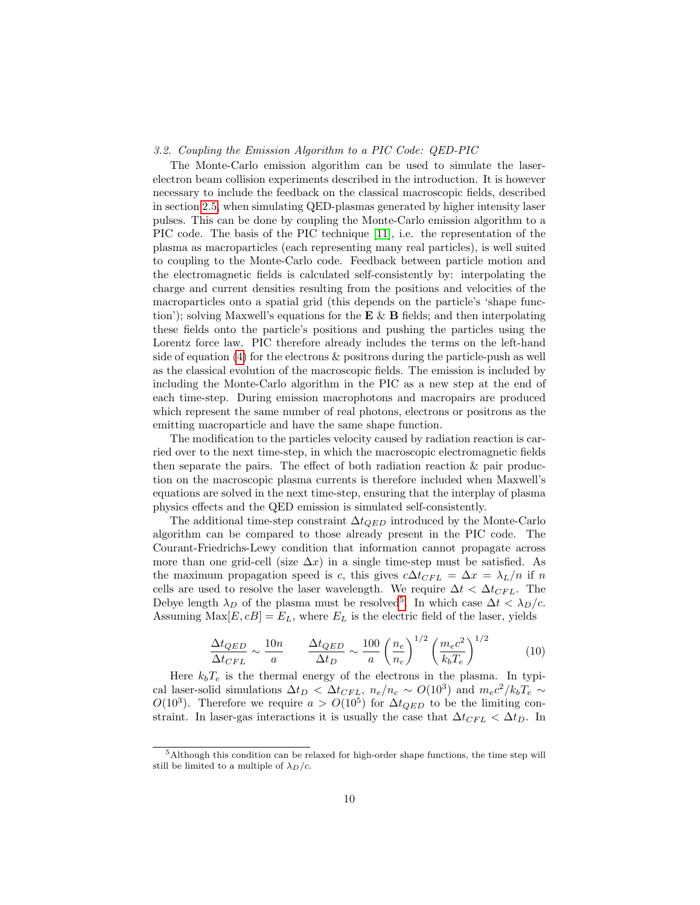### 3.2. Coupling the Emission Algorithm to a PIC Code: QED-PIC

The Monte-Carlo emission algorithm can be used to simulate the laser-electron beam collision experiments described in the introduction. It is however necessary to include the feedback on the classical macroscopic fields, described in section 2.5, when simulating QED-plasmas generated by higher intensity laser pulses. This can be done by coupling the Monte-Carlo emission algorithm to a PIC code. The basis of the PIC technique [11], i.e. the representation of the plasma as macroparticles (each representing many real particles), is well suited to coupling to the Monte-Carlo code. Feedback between particle motion and the electromagnetic fields is calculated self-consistently by: interpolating the charge and current densities resulting from the positions and velocities of the macroparticles onto a spatial grid (this depends on the particle's 'shape function'); solving Maxwell's equations for the **E** & **B** fields; and then interpolating these fields onto the particle's positions and pushing the particles using the Lorentz force law. PIC therefore already includes the terms on the left-hand side of equation (4) for the electrons & positrons during the particle-push as well as the classical evolution of the macroscopic fields. The emission is included by including the Monte-Carlo algorithm in the PIC as a new step at the end of each time-step. During emission macrophotons and macropairs are produced which represent the same number of real photons, electrons or positrons as the emitting macroparticle and have the same shape function.

The modification to the particles velocity caused by radiation reaction is carried over to the next time-step, in which the macroscopic electromagnetic fields then separate the pairs. The effect of both radiation reaction & pair production on the macroscopic plasma currents is therefore included when Maxwell's equations are solved in the next time-step, ensuring that the interplay of plasma physics effects and the QED emission is simulated self-consistently.

The additional time-step constraint $\Delta t_{QED}$ introduced by the Monte-Carlo algorithm can be compared to those already present in the PIC code. The Courant-Friedrichs-Lewy condition that information cannot propagate across more than one grid-cell (size $\Delta x$) in a single time-step must be satisfied. As the maximum propagation speed is $c$, this gives $c\Delta t_{CFL} = \Delta x = \lambda_L/n$ if $n$ cells are used to resolve the laser wavelength. We require $\Delta t < \Delta t_{CFL}$. The Debye length $\lambda_D$ of the plasma must be resolved[5]. In which case $\Delta t < \lambda_D/c$. Assuming $\mathrm{Max}[E, cB] = E_L$, where $E_L$ is the electric field of the laser, yields

$$\frac{\Delta t_{QED}}{\Delta t_{CFL}} \sim \frac{10n}{a} \qquad \frac{\Delta t_{QED}}{\Delta t_D} \sim \frac{100}{a}\left(\frac{n_e}{n_c}\right)^{1/2}\left(\frac{m_e c^2}{k_b T_e}\right)^{1/2} \tag{10}$$

Here $k_b T_e$ is the thermal energy of the electrons in the plasma. In typical laser-solid simulations $\Delta t_D < \Delta t_{CFL}$, $n_e/n_c \sim O(10^3)$ and $m_e c^2/k_b T_e \sim O(10^3)$. Therefore we require $a > O(10^5)$ for $\Delta t_{QED}$ to be the limiting constraint. In laser-gas interactions it is usually the case that $\Delta t_{CFL} < \Delta t_D$. In

[5] Although this condition can be relaxed for high-order shape functions, the time step will still be limited to a multiple of $\lambda_D/c$.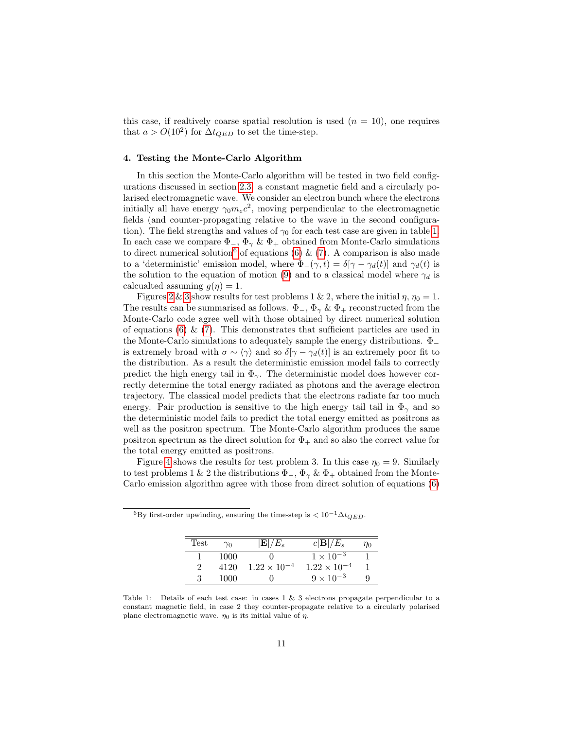this case, if realtively coarse spatial resolution is used ($n = 10$), one requires that $a > O(10^2)$ for $\Delta t_{QED}$ to set the time-step.

### 4. Testing the Monte-Carlo Algorithm

In this section the Monte-Carlo algorithm will be tested in two field configurations discussed in section 2.3, a constant magnetic field and a circularly polarised electromagnetic wave. We consider an electron bunch where the electrons initially all have energy $\gamma_0 m_e c^2$, moving perpendicular to the electromagnetic fields (and counter-propagating relative to the wave in the second configuration). The field strengths and values of $\gamma_0$ for each test case are given in table 1. In each case we compare $\Phi_-$, $\Phi_\gamma$ & $\Phi_+$ obtained from Monte-Carlo simulations to direct numerical solution[6] of equations (6) & (7). A comparison is also made to a 'deterministic' emission model, where $\Phi_-(\gamma, t) = \delta[\gamma - \gamma_d(t)]$ and $\gamma_d(t)$ is the solution to the equation of motion (9) and to a classical model where $\gamma_d$ is calcualted assuming $g(\eta) = 1$.

Figures 2 & 3 show results for test problems 1 & 2, where the initial $\eta$, $\eta_0 = 1$. The results can be summarised as follows. $\Phi_-$, $\Phi_\gamma$ & $\Phi_+$ reconstructed from the Monte-Carlo code agree well with those obtained by direct numerical solution of equations (6) & (7). This demonstrates that sufficient particles are used in the Monte-Carlo simulations to adequately sample the energy distributions. $\Phi_-$ is extremely broad with $\sigma \sim \langle\gamma\rangle$ and so $\delta[\gamma - \gamma_d(t)]$ is an extremely poor fit to the distribution. As a result the deterministic emission model fails to correctly predict the high energy tail in $\Phi_\gamma$. The deterministic model does however correctly determine the total energy radiated as photons and the average electron trajectory. The classical model predicts that the electrons radiate far too much energy. Pair production is sensitive to the high energy tail tail in $\Phi_\gamma$ and so the deterministic model fails to predict the total energy emitted as positrons as well as the positron spectrum. The Monte-Carlo algorithm produces the same positron spectrum as the direct solution for $\Phi_+$ and so also the correct value for the total energy emitted as positrons.

Figure 4 shows the results for test problem 3. In this case $\eta_0 = 9$. Similarly to test problems 1 & 2 the distributions $\Phi_-$, $\Phi_\gamma$ & $\Phi_+$ obtained from the Monte-Carlo emission algorithm agree with those from direct solution of equations (6)

[6] By first-order upwinding, ensuring the time-step is $< 10^{-1}\Delta t_{QED}$.

| Test | $\gamma_0$ | $\lvert\mathbf{E}\rvert/E_s$ | $c\lvert\mathbf{B}\rvert/E_s$ | $\eta_0$ |
|---|---|---|---|---|
| 1 | 1000 | 0 | $1 \times 10^{-3}$ | 1 |
| 2 | 4120 | $1.22 \times 10^{-4}$ | $1.22 \times 10^{-4}$ | 1 |
| 3 | 1000 | 0 | $9 \times 10^{-3}$ | 9 |

Table 1: Details of each test case: in cases 1 & 3 electrons propagate perpendicular to a constant magnetic field, in case 2 they counter-propagate relative to a circularly polarised plane electromagnetic wave. $\eta_0$ is its initial value of $\eta$.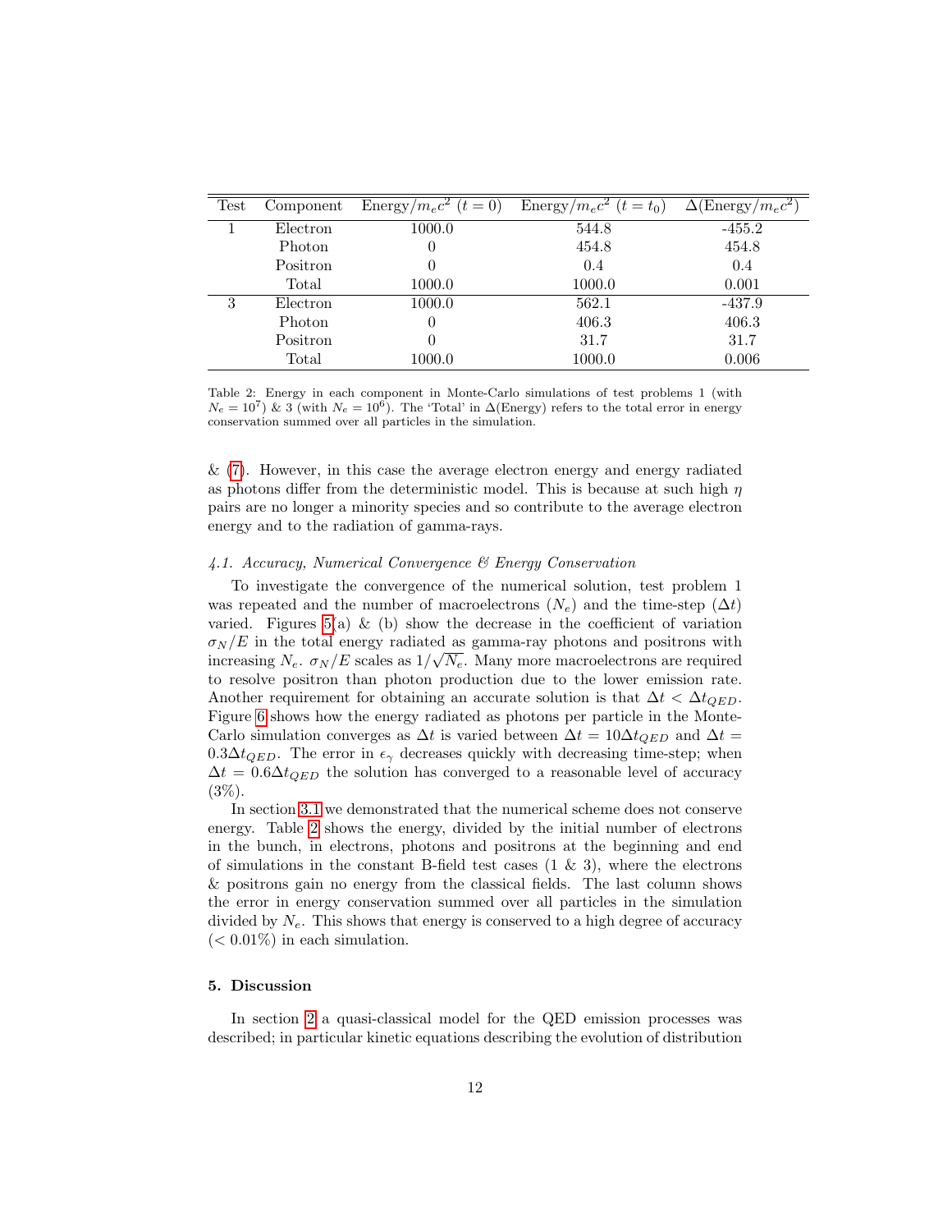| Test | Component | Energy/$m_ec^2$ ($t = 0$) | Energy/$m_ec^2$ ($t = t_0$) | $\Delta$(Energy/$m_ec^2$) |
|---|---|---|---|---|
| 1 | Electron | 1000.0 | 544.8 | -455.2 |
| | Photon | 0 | 454.8 | 454.8 |
| | Positron | 0 | 0.4 | 0.4 |
| | Total | 1000.0 | 1000.0 | 0.001 |
| 3 | Electron | 1000.0 | 562.1 | -437.9 |
| | Photon | 0 | 406.3 | 406.3 |
| | Positron | 0 | 31.7 | 31.7 |
| | Total | 1000.0 | 1000.0 | 0.006 |

Table 2: Energy in each component in Monte-Carlo simulations of test problems 1 (with $N_e = 10^7$) & 3 (with $N_e = 10^6$). The 'Total' in $\Delta$(Energy) refers to the total error in energy conservation summed over all particles in the simulation.

& (7). However, in this case the average electron energy and energy radiated as photons differ from the deterministic model. This is because at such high $\eta$ pairs are no longer a minority species and so contribute to the average electron energy and to the radiation of gamma-rays.

### *4.1. Accuracy, Numerical Convergence & Energy Conservation*

To investigate the convergence of the numerical solution, test problem 1 was repeated and the number of macroelectrons ($N_e$) and the time-step ($\Delta t$) varied. Figures 5(a) & (b) show the decrease in the coefficient of variation $\sigma_N/E$ in the total energy radiated as gamma-ray photons and positrons with increasing $N_e$. $\sigma_N/E$ scales as $1/\sqrt{N_e}$. Many more macroelectrons are required to resolve positron than photon production due to the lower emission rate. Another requirement for obtaining an accurate solution is that $\Delta t < \Delta t_{QED}$. Figure 6 shows how the energy radiated as photons per particle in the Monte-Carlo simulation converges as $\Delta t$ is varied between $\Delta t = 10\Delta t_{QED}$ and $\Delta t = 0.3\Delta t_{QED}$. The error in $\epsilon_\gamma$ decreases quickly with decreasing time-step; when $\Delta t = 0.6\Delta t_{QED}$ the solution has converged to a reasonable level of accuracy (3%).

In section 3.1 we demonstrated that the numerical scheme does not conserve energy. Table 2 shows the energy, divided by the initial number of electrons in the bunch, in electrons, photons and positrons at the beginning and end of simulations in the constant B-field test cases (1 & 3), where the electrons & positrons gain no energy from the classical fields. The last column shows the error in energy conservation summed over all particles in the simulation divided by $N_e$. This shows that energy is conserved to a high degree of accuracy ($< 0.01\%$) in each simulation.

## 5. Discussion

In section 2 a quasi-classical model for the QED emission processes was described; in particular kinetic equations describing the evolution of distribution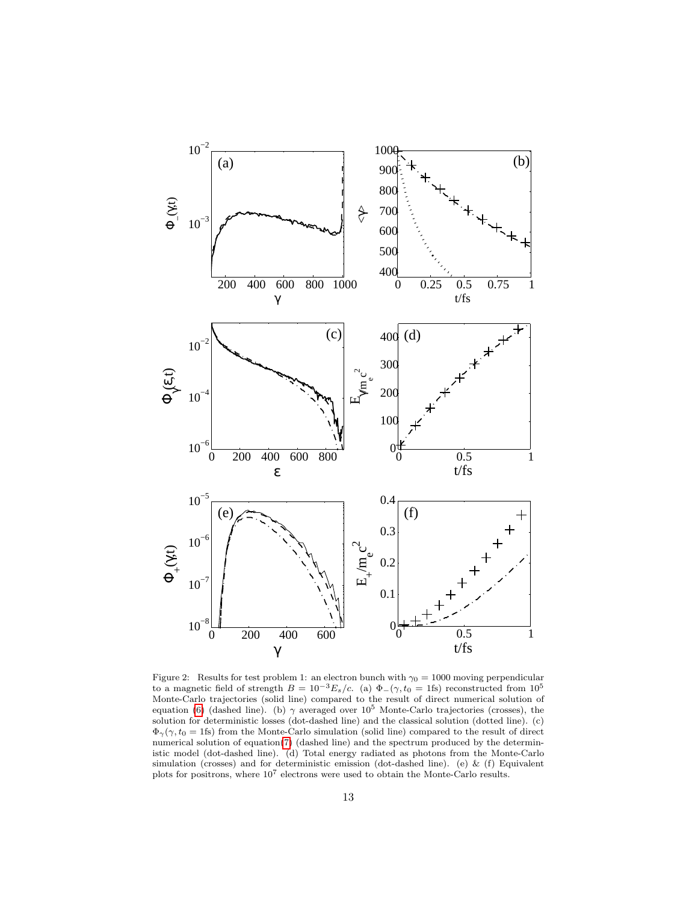Figure 2: Results for test problem 1: an electron bunch with $\gamma_0 = 1000$ moving perpendicular to a magnetic field of strength $B = 10^{-3} E_s/c$. (a) $\Phi_-(\gamma, t_0 = 1\text{fs})$ reconstructed from $10^5$ Monte-Carlo trajectories (solid line) compared to the result of direct numerical solution of equation (6) (dashed line). (b) $\gamma$ averaged over $10^5$ Monte-Carlo trajectories (crosses), the solution for deterministic losses (dot-dashed line) and the classical solution (dotted line). (c) $\Phi_\gamma(\gamma, t_0 = 1\text{fs})$ from the Monte-Carlo simulation (solid line) compared to the result of direct numerical solution of equation(7) (dashed line) and the spectrum produced by the deterministic model (dot-dashed line). (d) Total energy radiated as photons from the Monte-Carlo simulation (crosses) and for deterministic emission (dot-dashed line). (e) & (f) Equivalent plots for positrons, where $10^7$ electrons were used to obtain the Monte-Carlo results.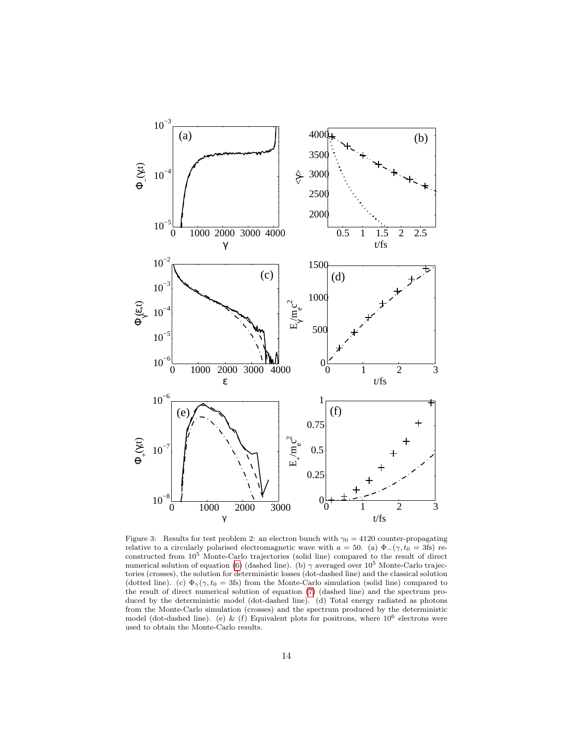Figure 3: Results for test problem 2: an electron bunch with $\gamma_0 = 4120$ counter-propagating relative to a circularly polarised electromagnetic wave with $a = 50$. (a) $\Phi_-(\gamma, t_0 = 3\text{fs})$ reconstructed from $10^5$ Monte-Carlo trajectories (solid line) compared to the result of direct numerical solution of equation (6) (dashed line). (b) $\gamma$ averaged over $10^5$ Monte-Carlo trajectories (crosses), the solution for deterministic losses (dot-dashed line) and the classical solution (dotted line). (c) $\Phi_\gamma(\gamma, t_0 = 3\text{fs})$ from the Monte-Carlo simulation (solid line) compared to the result of direct numerical solution of equation (7) (dashed line) and the spectrum produced by the deterministic model (dot-dashed line). (d) Total energy radiated as photons from the Monte-Carlo simulation (crosses) and the spectrum produced by the deterministic model (dot-dashed line). (e) & (f) Equivalent plots for positrons, where $10^6$ electrons were used to obtain the Monte-Carlo results.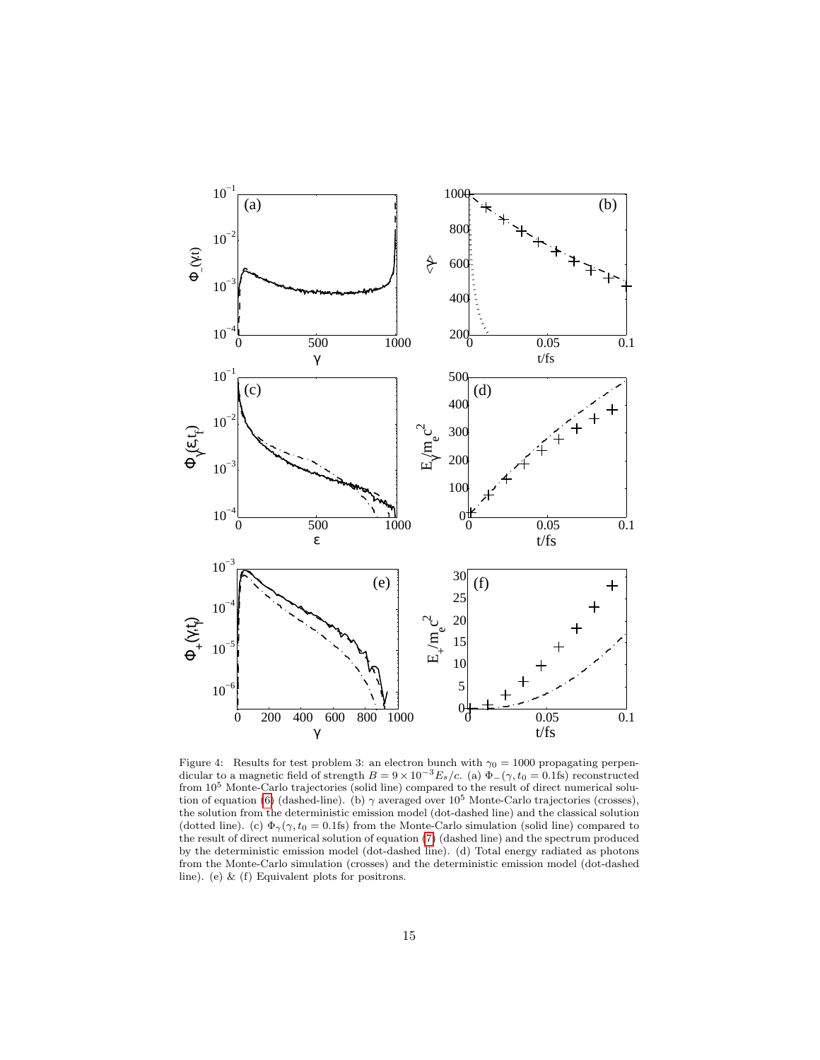Figure 4: Results for test problem 3: an electron bunch with $\gamma_0 = 1000$ propagating perpendicular to a magnetic field of strength $B = 9 \times 10^{-3} E_s/c$. (a) $\Phi_-(\gamma, t_0 = 0.1\text{fs})$ reconstructed from $10^5$ Monte-Carlo trajectories (solid line) compared to the result of direct numerical solution of equation (6) (dashed-line). (b) $\gamma$ averaged over $10^5$ Monte-Carlo trajectories (crosses), the solution from the deterministic emission model (dot-dashed line) and the classical solution (dotted line). (c) $\Phi_\gamma(\gamma, t_0 = 0.1\text{fs})$ from the Monte-Carlo simulation (solid line) compared to the result of direct numerical solution of equation (7) (dashed line) and the spectrum produced by the deterministic emission model (dot-dashed line). (d) Total energy radiated as photons from the Monte-Carlo simulation (crosses) and the deterministic emission model (dot-dashed line). (e) & (f) Equivalent plots for positrons.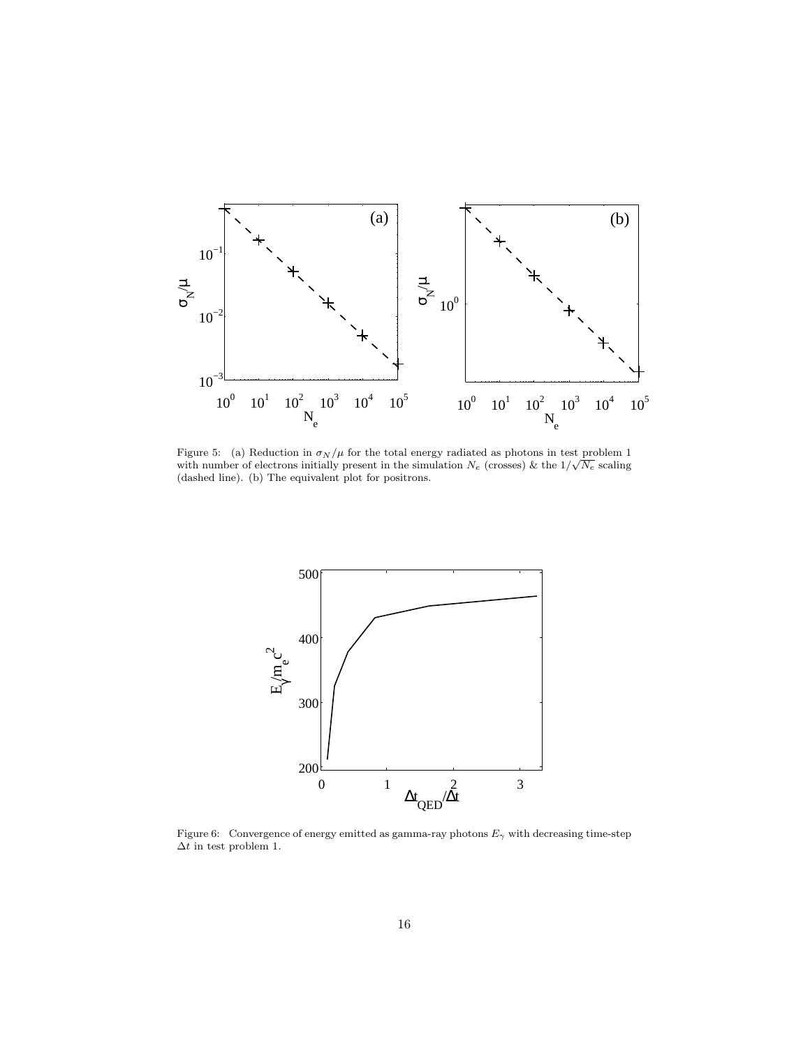Figure 5: (a) Reduction in $\sigma_N/\mu$ for the total energy radiated as photons in test problem 1 with number of electrons initially present in the simulation $N_e$ (crosses) & the $1/\sqrt{N_e}$ scaling (dashed line). (b) The equivalent plot for positrons.

Figure 6: Convergence of energy emitted as gamma-ray photons $E_\gamma$ with decreasing time-step $\Delta t$ in test problem 1.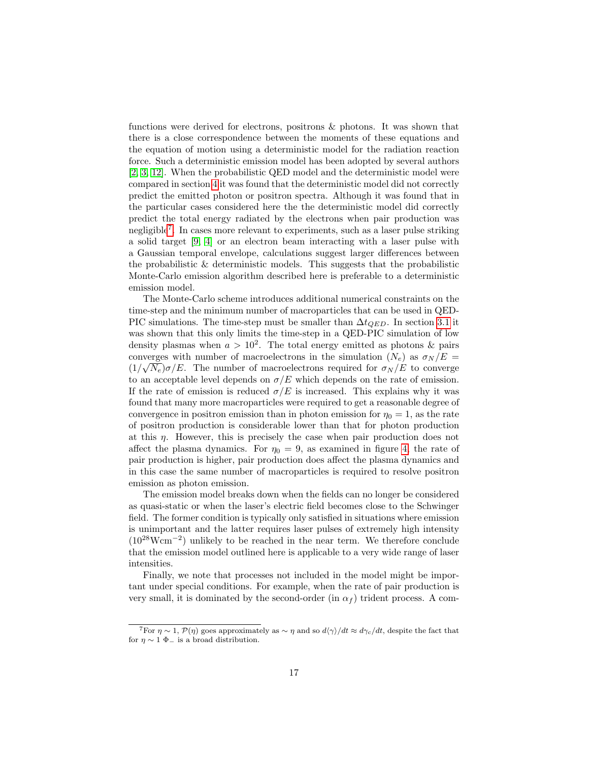functions were derived for electrons, positrons & photons. It was shown that there is a close correspondence between the moments of these equations and the equation of motion using a deterministic model for the radiation reaction force. Such a deterministic emission model has been adopted by several authors [2, 3, 12]. When the probabilistic QED model and the deterministic model were compared in section 4 it was found that the deterministic model did not correctly predict the emitted photon or positron spectra. Although it was found that in the particular cases considered here the the deterministic model did correctly predict the total energy radiated by the electrons when pair production was negligible[7]. In cases more relevant to experiments, such as a laser pulse striking a solid target [9, 4] or an electron beam interacting with a laser pulse with a Gaussian temporal envelope, calculations suggest larger differences between the probabilistic & deterministic models. This suggests that the probabilistic Monte-Carlo emission algorithm described here is preferable to a deterministic emission model.

The Monte-Carlo scheme introduces additional numerical constraints on the time-step and the minimum number of macroparticles that can be used in QED-PIC simulations. The time-step must be smaller than $\Delta t_{QED}$. In section 3.1 it was shown that this only limits the time-step in a QED-PIC simulation of low density plasmas when $a > 10^2$. The total energy emitted as photons & pairs converges with number of macroelectrons in the simulation ($N_e$) as $\sigma_N/E = (1/\sqrt{N_e})\sigma/E$. The number of macroelectrons required for $\sigma_N/E$ to converge to an acceptable level depends on $\sigma/E$ which depends on the rate of emission. If the rate of emission is reduced $\sigma/E$ is increased. This explains why it was found that many more macroparticles were required to get a reasonable degree of convergence in positron emission than in photon emission for $\eta_0 = 1$, as the rate of positron production is considerable lower than that for photon production at this $\eta$. However, this is precisely the case when pair production does not affect the plasma dynamics. For $\eta_0 = 9$, as examined in figure 4, the rate of pair production is higher, pair production does affect the plasma dynamics and in this case the same number of macroparticles is required to resolve positron emission as photon emission.

The emission model breaks down when the fields can no longer be considered as quasi-static or when the laser's electric field becomes close to the Schwinger field. The former condition is typically only satisfied in situations where emission is unimportant and the latter requires laser pulses of extremely high intensity ($10^{28}\text{Wcm}^{-2}$) unlikely to be reached in the near term. We therefore conclude that the emission model outlined here is applicable to a very wide range of laser intensities.

Finally, we note that processes not included in the model might be important under special conditions. For example, when the rate of pair production is very small, it is dominated by the second-order (in $\alpha_f$) trident process. A com-

[7] For $\eta \sim 1$, $\mathcal{P}(\eta)$ goes approximately as $\sim \eta$ and so $d\langle\gamma\rangle/dt \approx d\gamma_c/dt$, despite the fact that for $\eta \sim 1$ $\Phi_-$ is a broad distribution.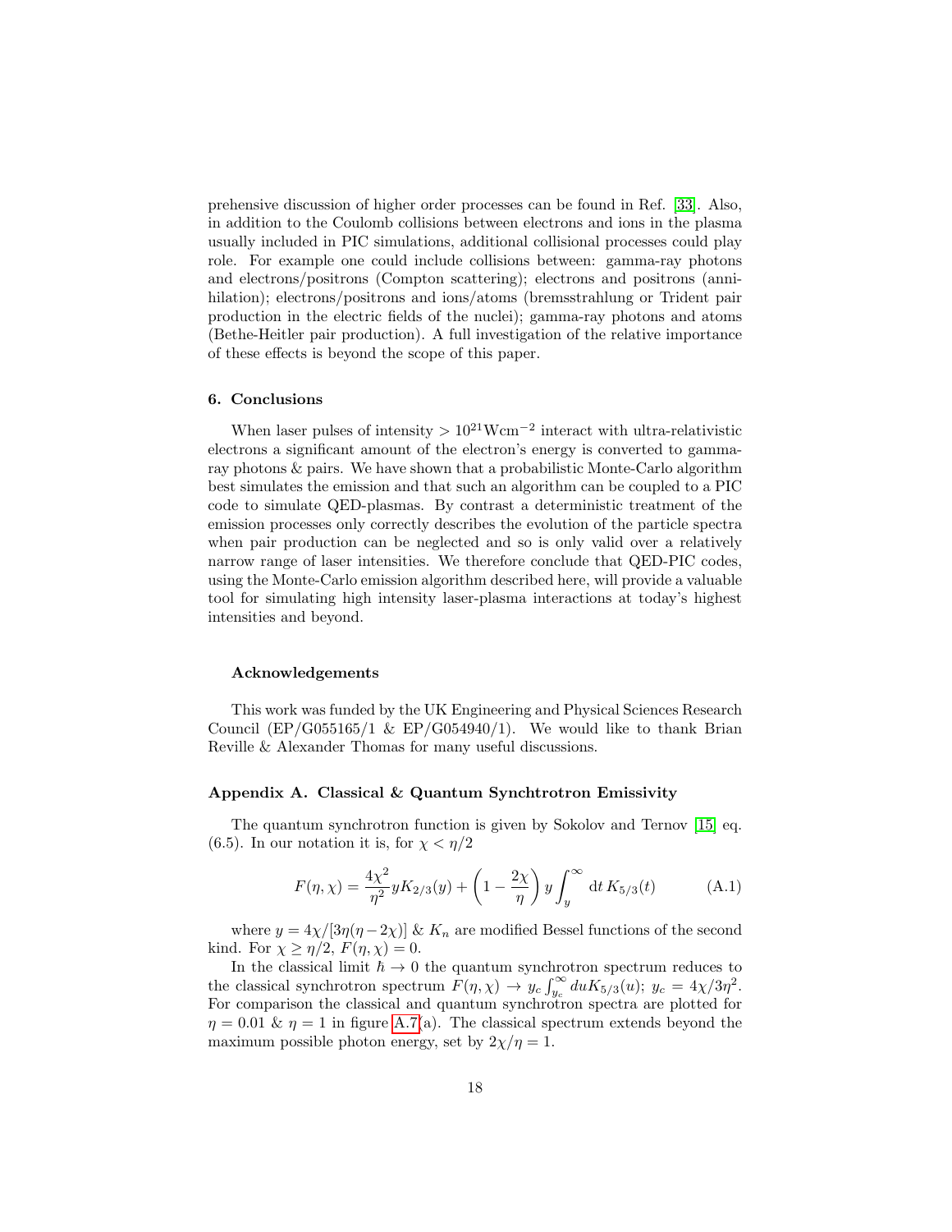prehensive discussion of higher order processes can be found in Ref. [33]. Also, in addition to the Coulomb collisions between electrons and ions in the plasma usually included in PIC simulations, additional collisional processes could play role. For example one could include collisions between: gamma-ray photons and electrons/positrons (Compton scattering); electrons and positrons (annihilation); electrons/positrons and ions/atoms (bremsstrahlung or Trident pair production in the electric fields of the nuclei); gamma-ray photons and atoms (Bethe-Heitler pair production). A full investigation of the relative importance of these effects is beyond the scope of this paper.

## 6. Conclusions

When laser pulses of intensity $> 10^{21}\text{Wcm}^{-2}$ interact with ultra-relativistic electrons a significant amount of the electron's energy is converted to gamma-ray photons & pairs. We have shown that a probabilistic Monte-Carlo algorithm best simulates the emission and that such an algorithm can be coupled to a PIC code to simulate QED-plasmas. By contrast a deterministic treatment of the emission processes only correctly describes the evolution of the particle spectra when pair production can be neglected and so is only valid over a relatively narrow range of laser intensities. We therefore conclude that QED-PIC codes, using the Monte-Carlo emission algorithm described here, will provide a valuable tool for simulating high intensity laser-plasma interactions at today's highest intensities and beyond.

### Acknowledgements

This work was funded by the UK Engineering and Physical Sciences Research Council (EP/G055165/1 & EP/G054940/1). We would like to thank Brian Reville & Alexander Thomas for many useful discussions.

## Appendix A. Classical & Quantum Synchtrotron Emissivity

The quantum synchrotron function is given by Sokolov and Ternov [15] eq. (6.5). In our notation it is, for $\chi < \eta/2$

$$F(\eta, \chi) = \frac{4\chi^2}{\eta^2} y K_{2/3}(y) + \left(1 - \frac{2\chi}{\eta}\right) y \int_y^\infty \mathrm{d}t\, K_{5/3}(t) \tag{A.1}$$

where $y = 4\chi/[3\eta(\eta - 2\chi)]$ & $K_n$ are modified Bessel functions of the second kind. For $\chi \geq \eta/2$, $F(\eta, \chi) = 0$.

In the classical limit $\hbar \to 0$ the quantum synchrotron spectrum reduces to the classical synchrotron spectrum $F(\eta, \chi) \to y_c \int_{y_c}^\infty du K_{5/3}(u)$; $y_c = 4\chi/3\eta^2$. For comparison the classical and quantum synchrotron spectra are plotted for $\eta = 0.01$ & $\eta = 1$ in figure A.7(a). The classical spectrum extends beyond the maximum possible photon energy, set by $2\chi/\eta = 1$.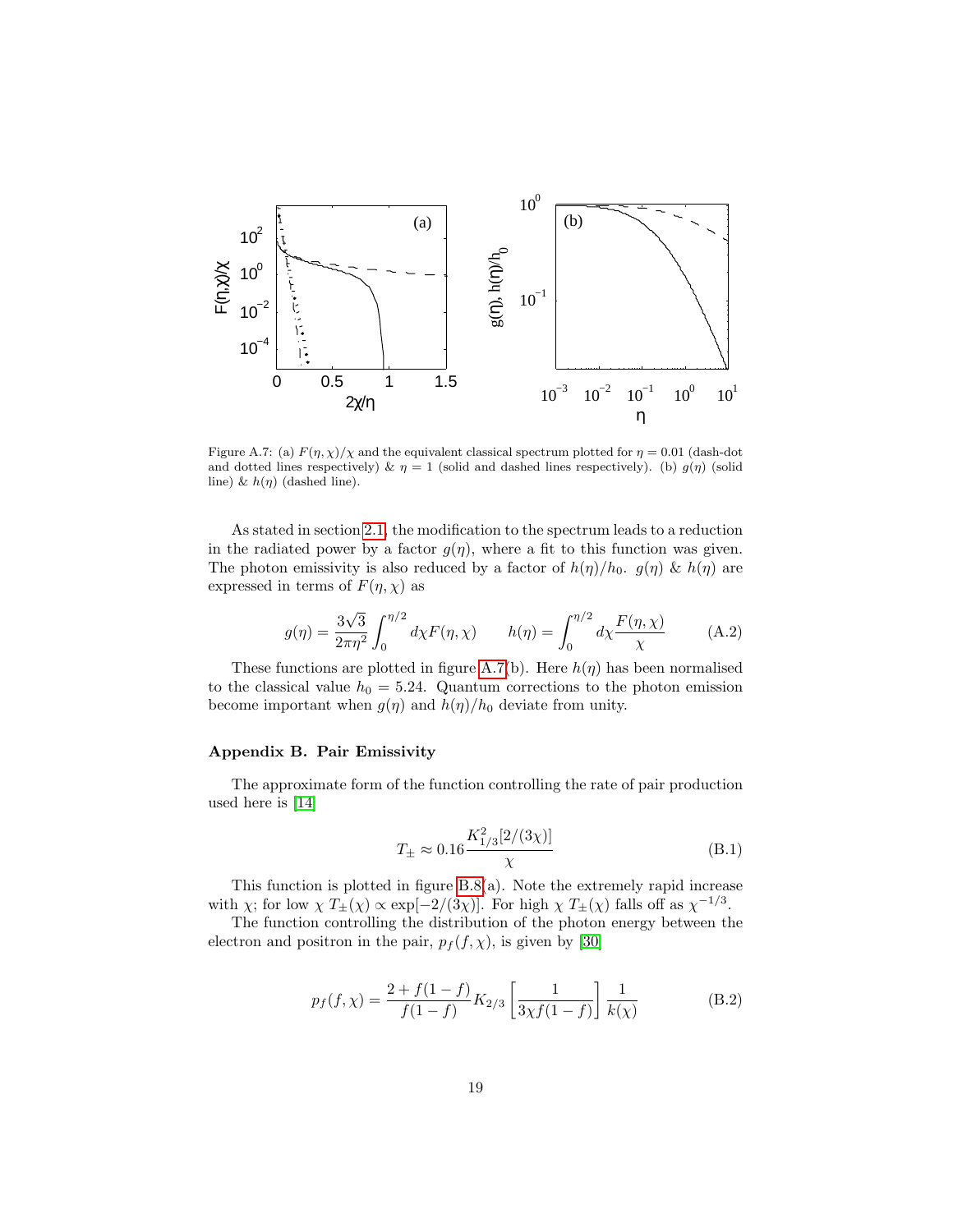Figure A.7: (a) $F(\eta,\chi)/\chi$ and the equivalent classical spectrum plotted for $\eta = 0.01$ (dash-dot and dotted lines respectively) & $\eta = 1$ (solid and dashed lines respectively). (b) $g(\eta)$ (solid line) & $h(\eta)$ (dashed line).

As stated in section 2.1, the modification to the spectrum leads to a reduction in the radiated power by a factor $g(\eta)$, where a fit to this function was given. The photon emissivity is also reduced by a factor of $h(\eta)/h_0$. $g(\eta)$ & $h(\eta)$ are expressed in terms of $F(\eta,\chi)$ as

$$g(\eta) = \frac{3\sqrt{3}}{2\pi\eta^2}\int_0^{\eta/2} d\chi F(\eta,\chi) \qquad h(\eta) = \int_0^{\eta/2} d\chi \frac{F(\eta,\chi)}{\chi} \tag{A.2}$$

These functions are plotted in figure A.7(b). Here $h(\eta)$ has been normalised to the classical value $h_0 = 5.24$. Quantum corrections to the photon emission become important when $g(\eta)$ and $h(\eta)/h_0$ deviate from unity.

### Appendix B. Pair Emissivity

The approximate form of the function controlling the rate of pair production used here is [14]

$$T_\pm \approx 0.16\frac{K_{1/3}^2[2/(3\chi)]}{\chi} \tag{B.1}$$

This function is plotted in figure B.8(a). Note the extremely rapid increase with $\chi$; for low $\chi$ $T_\pm(\chi) \propto \exp[-2/(3\chi)]$. For high $\chi$ $T_\pm(\chi)$ falls off as $\chi^{-1/3}$.

The function controlling the distribution of the photon energy between the electron and positron in the pair, $p_f(f,\chi)$, is given by [30]

$$p_f(f,\chi) = \frac{2+f(1-f)}{f(1-f)}K_{2/3}\left[\frac{1}{3\chi f(1-f)}\right]\frac{1}{k(\chi)} \tag{B.2}$$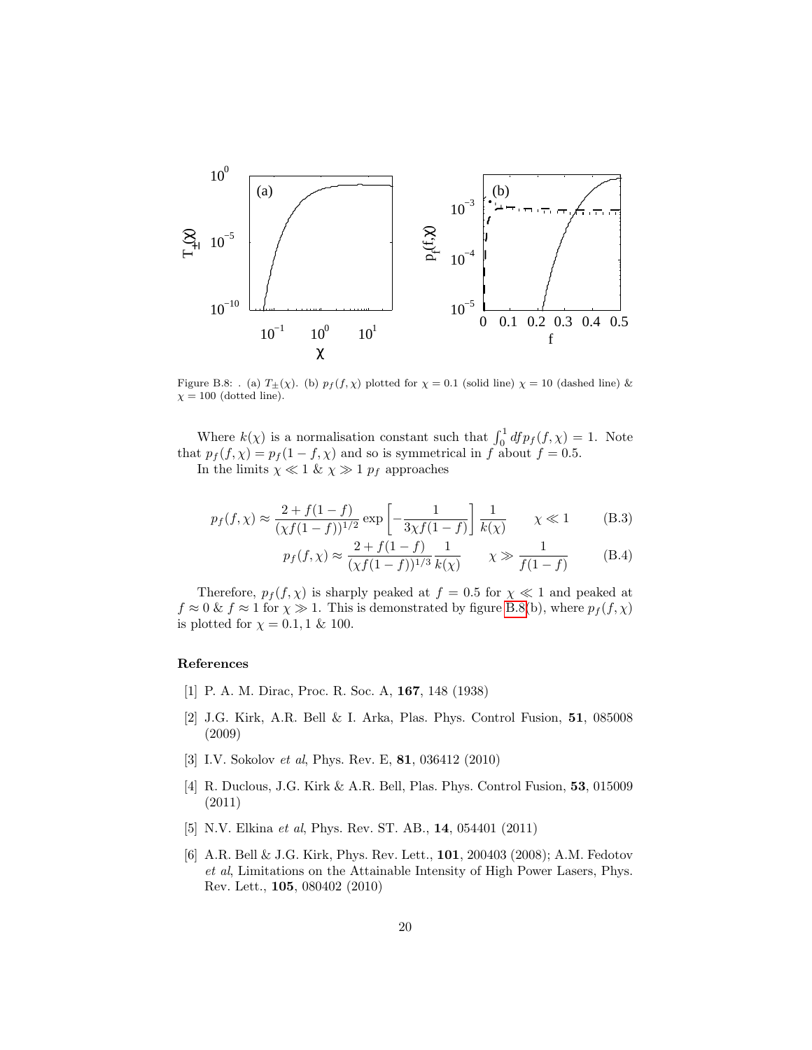Figure B.8: . (a) $T_{\pm}(\chi)$. (b) $p_f(f,\chi)$ plotted for $\chi = 0.1$ (solid line) $\chi = 10$ (dashed line) & $\chi = 100$ (dotted line).

Where $k(\chi)$ is a normalisation constant such that $\int_0^1 df p_f(f,\chi) = 1$. Note that $p_f(f,\chi) = p_f(1-f,\chi)$ and so is symmetrical in $f$ about $f = 0.5$.

In the limits $\chi \ll 1$ & $\chi \gg 1$ $p_f$ approaches

$$p_f(f,\chi) \approx \frac{2 + f(1-f)}{(\chi f(1-f))^{1/2}} \exp\left[-\frac{1}{3\chi f(1-f)}\right] \frac{1}{k(\chi)} \qquad \chi \ll 1 \tag{B.3}$$

$$p_f(f,\chi) \approx \frac{2 + f(1-f)}{(\chi f(1-f))^{1/3}} \frac{1}{k(\chi)} \qquad \chi \gg \frac{1}{f(1-f)} \tag{B.4}$$

Therefore, $p_f(f,\chi)$ is sharply peaked at $f = 0.5$ for $\chi \ll 1$ and peaked at $f \approx 0$ & $f \approx 1$ for $\chi \gg 1$. This is demonstrated by figure B.8(b), where $p_f(f,\chi)$ is plotted for $\chi = 0.1, 1$ & $100$.

## References

[1] P. A. M. Dirac, Proc. R. Soc. A, **167**, 148 (1938)

[2] J.G. Kirk, A.R. Bell & I. Arka, Plas. Phys. Control Fusion, **51**, 085008 (2009)

[3] I.V. Sokolov *et al*, Phys. Rev. E, **81**, 036412 (2010)

[4] R. Duclous, J.G. Kirk & A.R. Bell, Plas. Phys. Control Fusion, **53**, 015009 (2011)

[5] N.V. Elkina *et al*, Phys. Rev. ST. AB., **14**, 054401 (2011)

[6] A.R. Bell & J.G. Kirk, Phys. Rev. Lett., **101**, 200403 (2008); A.M. Fedotov *et al*, Limitations on the Attainable Intensity of High Power Lasers, Phys. Rev. Lett., **105**, 080402 (2010)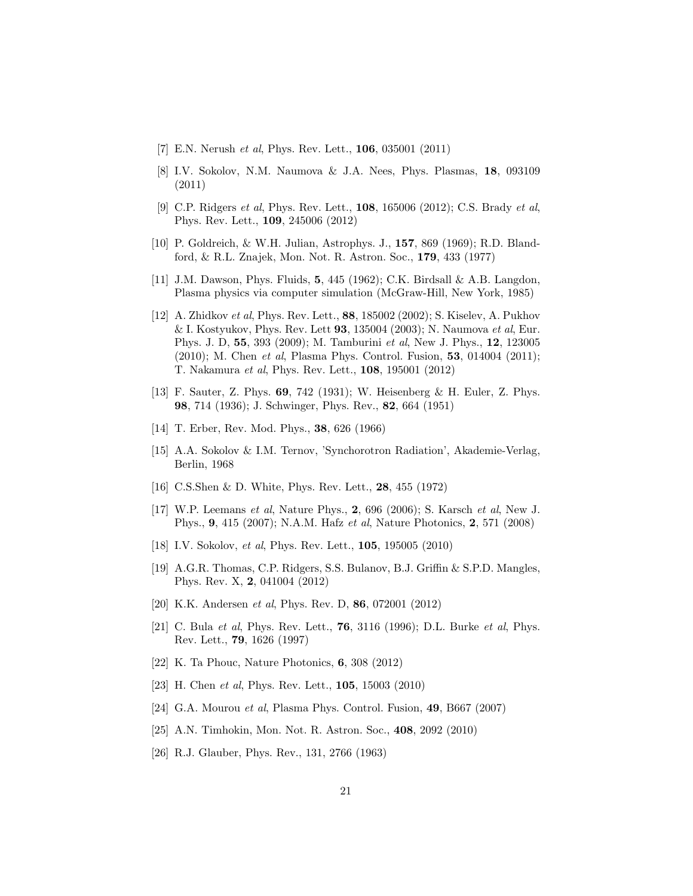[7] E.N. Nerush *et al*, Phys. Rev. Lett., **106**, 035001 (2011)

[8] I.V. Sokolov, N.M. Naumova & J.A. Nees, Phys. Plasmas, **18**, 093109 (2011)

[9] C.P. Ridgers *et al*, Phys. Rev. Lett., **108**, 165006 (2012); C.S. Brady *et al*, Phys. Rev. Lett., **109**, 245006 (2012)

[10] P. Goldreich, & W.H. Julian, Astrophys. J., **157**, 869 (1969); R.D. Blandford, & R.L. Znajek, Mon. Not. R. Astron. Soc., **179**, 433 (1977)

[11] J.M. Dawson, Phys. Fluids, **5**, 445 (1962); C.K. Birdsall & A.B. Langdon, Plasma physics via computer simulation (McGraw-Hill, New York, 1985)

[12] A. Zhidkov *et al*, Phys. Rev. Lett., **88**, 185002 (2002); S. Kiselev, A. Pukhov & I. Kostyukov, Phys. Rev. Lett **93**, 135004 (2003); N. Naumova *et al*, Eur. Phys. J. D, **55**, 393 (2009); M. Tamburini *et al*, New J. Phys., **12**, 123005 (2010); M. Chen *et al*, Plasma Phys. Control. Fusion, **53**, 014004 (2011); T. Nakamura *et al*, Phys. Rev. Lett., **108**, 195001 (2012)

[13] F. Sauter, Z. Phys. **69**, 742 (1931); W. Heisenberg & H. Euler, Z. Phys. **98**, 714 (1936); J. Schwinger, Phys. Rev., **82**, 664 (1951)

[14] T. Erber, Rev. Mod. Phys., **38**, 626 (1966)

[15] A.A. Sokolov & I.M. Ternov, 'Synchorotron Radiation', Akademie-Verlag, Berlin, 1968

[16] C.S.Shen & D. White, Phys. Rev. Lett., **28**, 455 (1972)

[17] W.P. Leemans *et al*, Nature Phys., **2**, 696 (2006); S. Karsch *et al*, New J. Phys., **9**, 415 (2007); N.A.M. Hafz *et al*, Nature Photonics, **2**, 571 (2008)

[18] I.V. Sokolov, *et al*, Phys. Rev. Lett., **105**, 195005 (2010)

[19] A.G.R. Thomas, C.P. Ridgers, S.S. Bulanov, B.J. Griffin & S.P.D. Mangles, Phys. Rev. X, **2**, 041004 (2012)

[20] K.K. Andersen *et al*, Phys. Rev. D, **86**, 072001 (2012)

[21] C. Bula *et al*, Phys. Rev. Lett., **76**, 3116 (1996); D.L. Burke *et al*, Phys. Rev. Lett., **79**, 1626 (1997)

[22] K. Ta Phouc, Nature Photonics, **6**, 308 (2012)

[23] H. Chen *et al*, Phys. Rev. Lett., **105**, 15003 (2010)

[24] G.A. Mourou *et al*, Plasma Phys. Control. Fusion, **49**, B667 (2007)

[25] A.N. Timhokin, Mon. Not. R. Astron. Soc., **408**, 2092 (2010)

[26] R.J. Glauber, Phys. Rev., 131, 2766 (1963)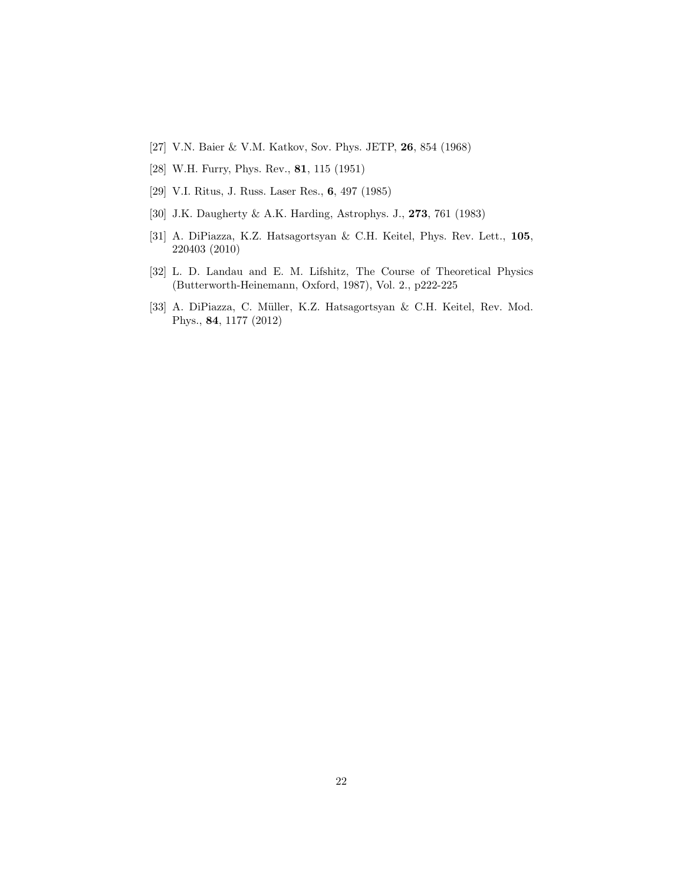[27] V.N. Baier & V.M. Katkov, Sov. Phys. JETP, **26**, 854 (1968)

[28] W.H. Furry, Phys. Rev., **81**, 115 (1951)

[29] V.I. Ritus, J. Russ. Laser Res., **6**, 497 (1985)

[30] J.K. Daugherty & A.K. Harding, Astrophys. J., **273**, 761 (1983)

[31] A. DiPiazza, K.Z. Hatsagortsyan & C.H. Keitel, Phys. Rev. Lett., **105**, 220403 (2010)

[32] L. D. Landau and E. M. Lifshitz, The Course of Theoretical Physics (Butterworth-Heinemann, Oxford, 1987), Vol. 2., p222-225

[33] A. DiPiazza, C. Müller, K.Z. Hatsagortsyan & C.H. Keitel, Rev. Mod. Phys., **84**, 1177 (2012)